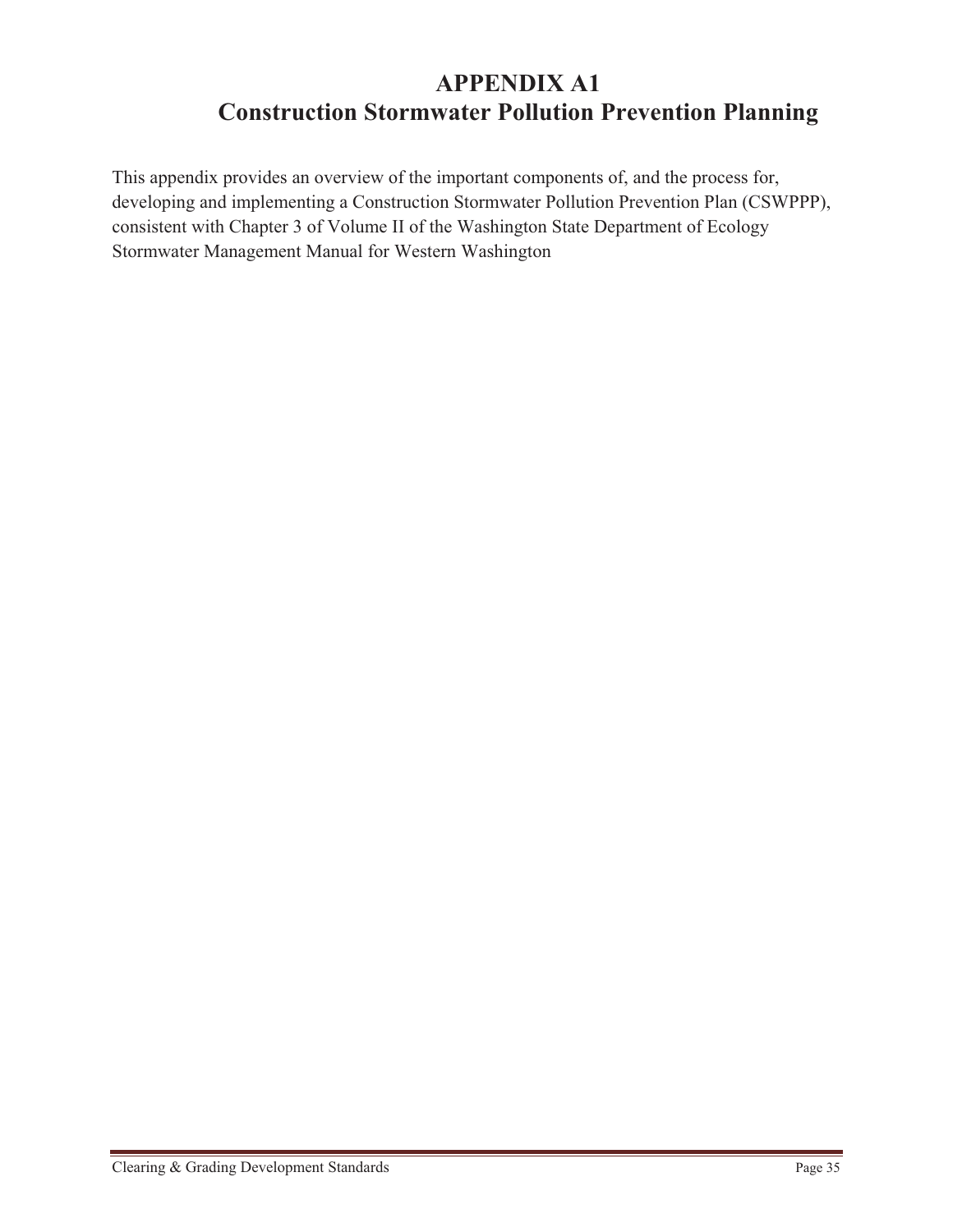# APPENDIX A1
# Construction Stormwater Pollution Prevention Planning

This appendix provides an overview of the important components of, and the process for, developing and implementing a Construction Stormwater Pollution Prevention Plan (CSWPPP), consistent with Chapter 3 of Volume II of the Washington State Department of Ecology Stormwater Management Manual for Western Washington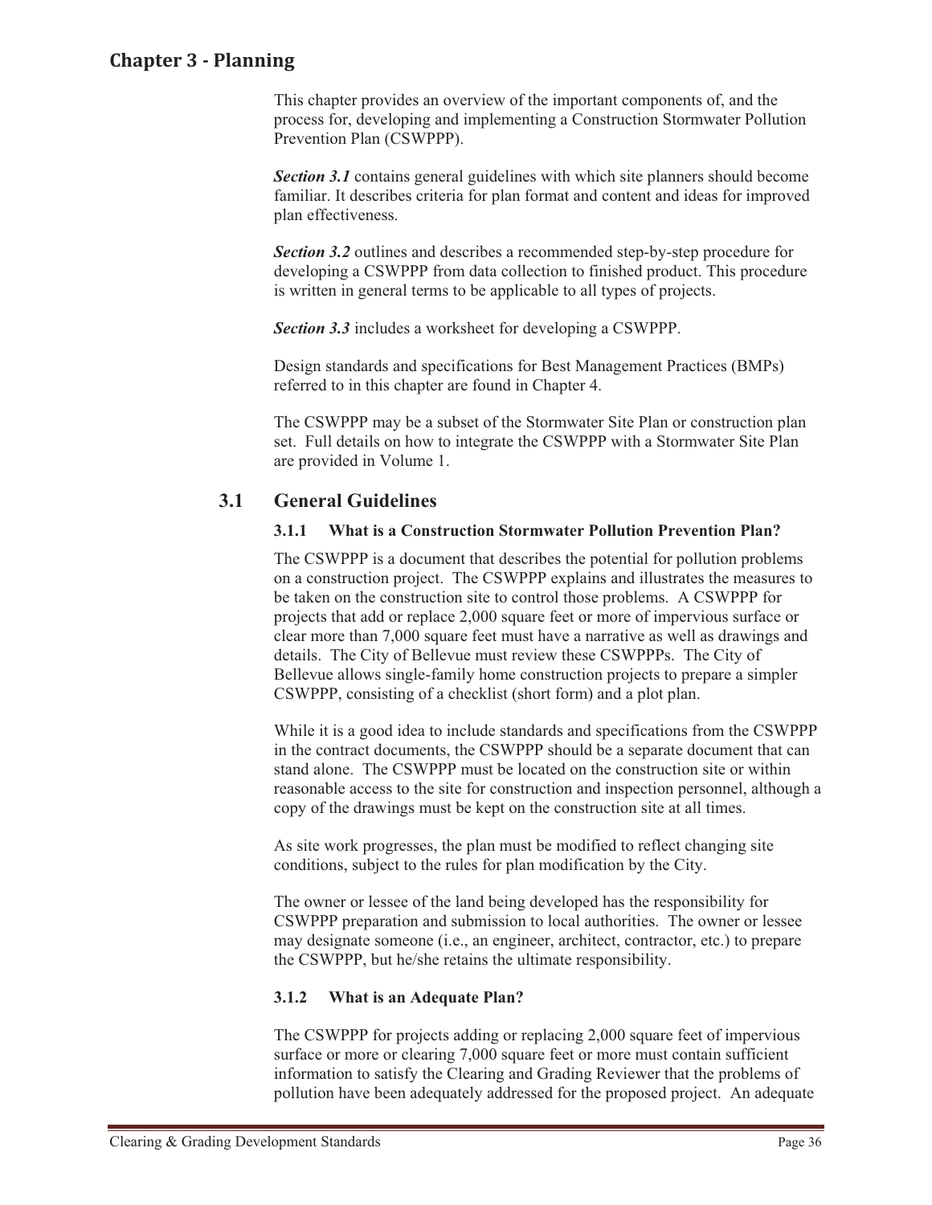# Chapter 3 - Planning

This chapter provides an overview of the important components of, and the process for, developing and implementing a Construction Stormwater Pollution Prevention Plan (CSWPPP).

***Section 3.1*** contains general guidelines with which site planners should become familiar. It describes criteria for plan format and content and ideas for improved plan effectiveness.

***Section 3.2*** outlines and describes a recommended step-by-step procedure for developing a CSWPPP from data collection to finished product. This procedure is written in general terms to be applicable to all types of projects.

***Section 3.3*** includes a worksheet for developing a CSWPPP.

Design standards and specifications for Best Management Practices (BMPs) referred to in this chapter are found in Chapter 4.

The CSWPPP may be a subset of the Stormwater Site Plan or construction plan set. Full details on how to integrate the CSWPPP with a Stormwater Site Plan are provided in Volume 1.

## 3.1 General Guidelines

### 3.1.1 What is a Construction Stormwater Pollution Prevention Plan?

The CSWPPP is a document that describes the potential for pollution problems on a construction project. The CSWPPP explains and illustrates the measures to be taken on the construction site to control those problems. A CSWPPP for projects that add or replace 2,000 square feet or more of impervious surface or clear more than 7,000 square feet must have a narrative as well as drawings and details. The City of Bellevue must review these CSWPPPs. The City of Bellevue allows single-family home construction projects to prepare a simpler CSWPPP, consisting of a checklist (short form) and a plot plan.

While it is a good idea to include standards and specifications from the CSWPPP in the contract documents, the CSWPPP should be a separate document that can stand alone. The CSWPPP must be located on the construction site or within reasonable access to the site for construction and inspection personnel, although a copy of the drawings must be kept on the construction site at all times.

As site work progresses, the plan must be modified to reflect changing site conditions, subject to the rules for plan modification by the City.

The owner or lessee of the land being developed has the responsibility for CSWPPP preparation and submission to local authorities. The owner or lessee may designate someone (i.e., an engineer, architect, contractor, etc.) to prepare the CSWPPP, but he/she retains the ultimate responsibility.

### 3.1.2 What is an Adequate Plan?

The CSWPPP for projects adding or replacing 2,000 square feet of impervious surface or more or clearing 7,000 square feet or more must contain sufficient information to satisfy the Clearing and Grading Reviewer that the problems of pollution have been adequately addressed for the proposed project. An adequate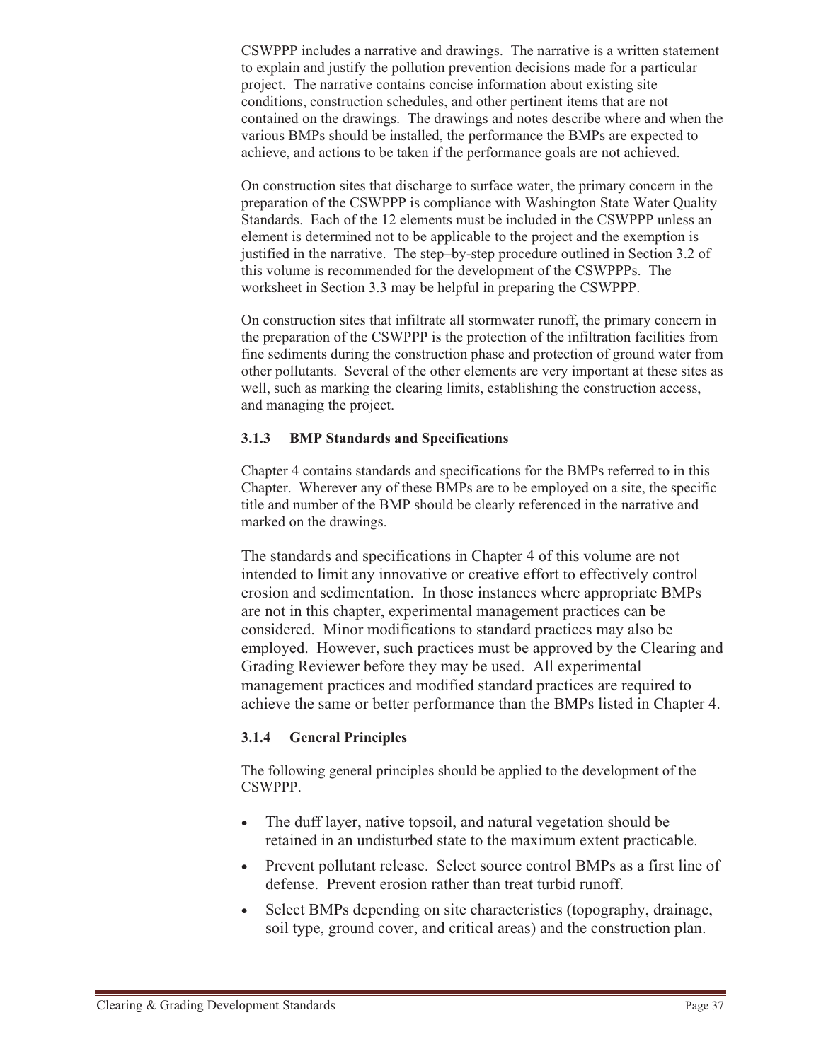CSWPPP includes a narrative and drawings. The narrative is a written statement to explain and justify the pollution prevention decisions made for a particular project. The narrative contains concise information about existing site conditions, construction schedules, and other pertinent items that are not contained on the drawings. The drawings and notes describe where and when the various BMPs should be installed, the performance the BMPs are expected to achieve, and actions to be taken if the performance goals are not achieved.

On construction sites that discharge to surface water, the primary concern in the preparation of the CSWPPP is compliance with Washington State Water Quality Standards. Each of the 12 elements must be included in the CSWPPP unless an element is determined not to be applicable to the project and the exemption is justified in the narrative. The step–by-step procedure outlined in Section 3.2 of this volume is recommended for the development of the CSWPPPs. The worksheet in Section 3.3 may be helpful in preparing the CSWPPP.

On construction sites that infiltrate all stormwater runoff, the primary concern in the preparation of the CSWPPP is the protection of the infiltration facilities from fine sediments during the construction phase and protection of ground water from other pollutants. Several of the other elements are very important at these sites as well, such as marking the clearing limits, establishing the construction access, and managing the project.

### 3.1.3 BMP Standards and Specifications

Chapter 4 contains standards and specifications for the BMPs referred to in this Chapter. Wherever any of these BMPs are to be employed on a site, the specific title and number of the BMP should be clearly referenced in the narrative and marked on the drawings.

The standards and specifications in Chapter 4 of this volume are not intended to limit any innovative or creative effort to effectively control erosion and sedimentation. In those instances where appropriate BMPs are not in this chapter, experimental management practices can be considered. Minor modifications to standard practices may also be employed. However, such practices must be approved by the Clearing and Grading Reviewer before they may be used. All experimental management practices and modified standard practices are required to achieve the same or better performance than the BMPs listed in Chapter 4.

### 3.1.4 General Principles

The following general principles should be applied to the development of the CSWPPP.

- The duff layer, native topsoil, and natural vegetation should be retained in an undisturbed state to the maximum extent practicable.
- Prevent pollutant release. Select source control BMPs as a first line of defense. Prevent erosion rather than treat turbid runoff.
- Select BMPs depending on site characteristics (topography, drainage, soil type, ground cover, and critical areas) and the construction plan.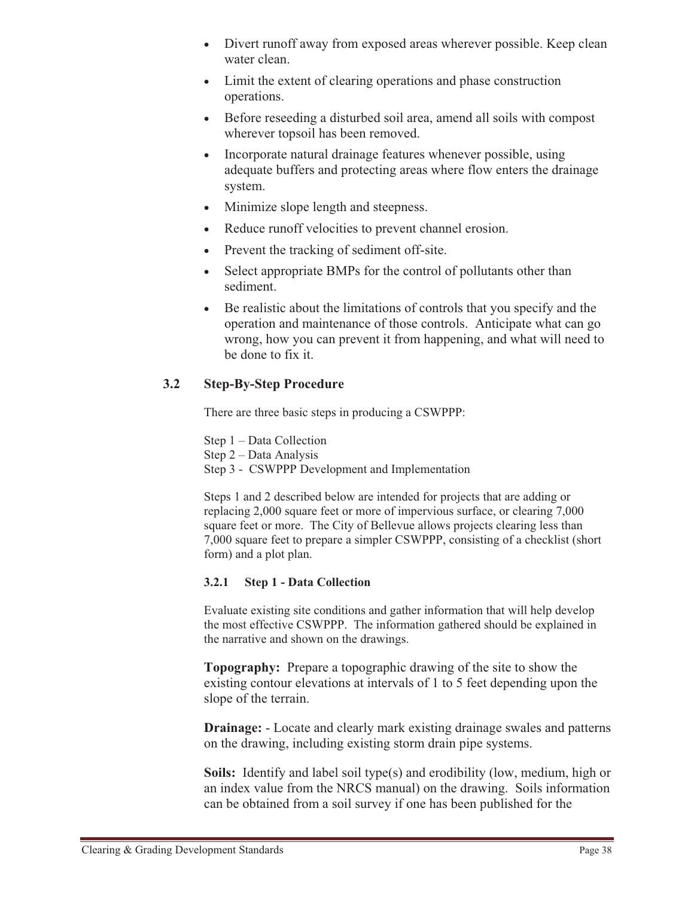- Divert runoff away from exposed areas wherever possible. Keep clean water clean.
- Limit the extent of clearing operations and phase construction operations.
- Before reseeding a disturbed soil area, amend all soils with compost wherever topsoil has been removed.
- Incorporate natural drainage features whenever possible, using adequate buffers and protecting areas where flow enters the drainage system.
- Minimize slope length and steepness.
- Reduce runoff velocities to prevent channel erosion.
- Prevent the tracking of sediment off-site.
- Select appropriate BMPs for the control of pollutants other than sediment.
- Be realistic about the limitations of controls that you specify and the operation and maintenance of those controls. Anticipate what can go wrong, how you can prevent it from happening, and what will need to be done to fix it.

## 3.2 Step-By-Step Procedure

There are three basic steps in producing a CSWPPP:

Step 1 – Data Collection
Step 2 – Data Analysis
Step 3 - CSWPPP Development and Implementation

Steps 1 and 2 described below are intended for projects that are adding or replacing 2,000 square feet or more of impervious surface, or clearing 7,000 square feet or more. The City of Bellevue allows projects clearing less than 7,000 square feet to prepare a simpler CSWPPP, consisting of a checklist (short form) and a plot plan.

### 3.2.1 Step 1 - Data Collection

Evaluate existing site conditions and gather information that will help develop the most effective CSWPPP. The information gathered should be explained in the narrative and shown on the drawings.

**Topography:** Prepare a topographic drawing of the site to show the existing contour elevations at intervals of 1 to 5 feet depending upon the slope of the terrain.

**Drainage:** - Locate and clearly mark existing drainage swales and patterns on the drawing, including existing storm drain pipe systems.

**Soils:** Identify and label soil type(s) and erodibility (low, medium, high or an index value from the NRCS manual) on the drawing. Soils information can be obtained from a soil survey if one has been published for the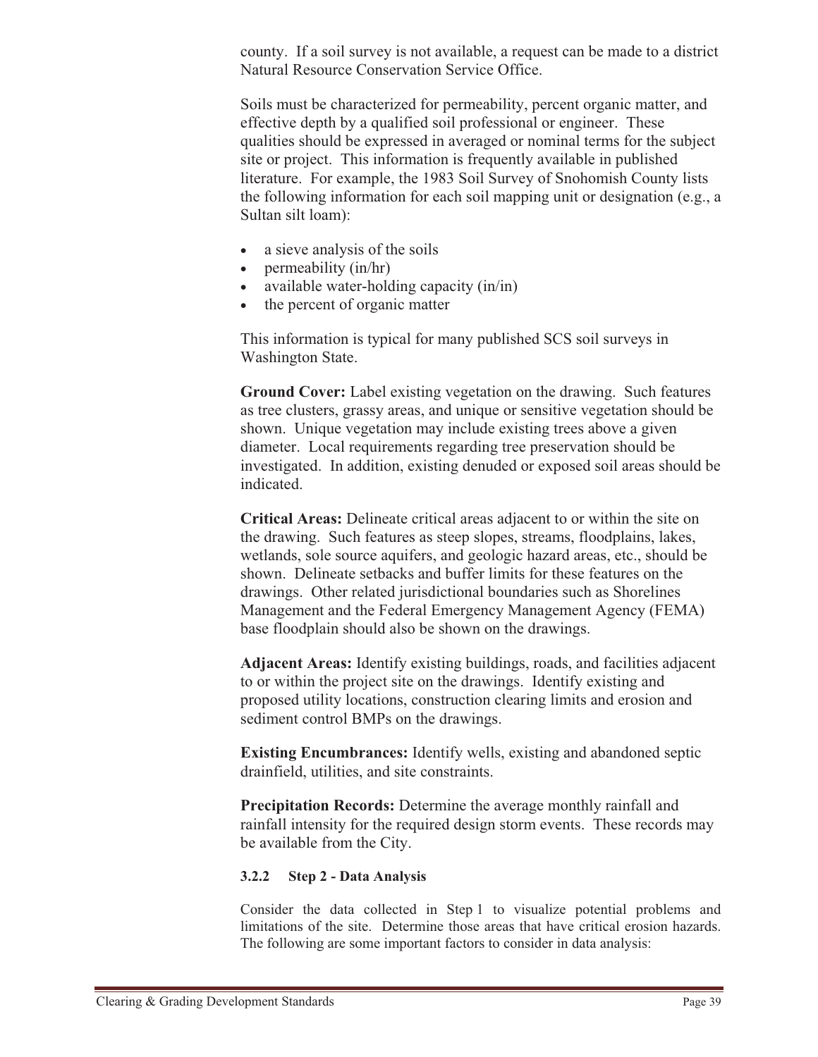county. If a soil survey is not available, a request can be made to a district Natural Resource Conservation Service Office.

Soils must be characterized for permeability, percent organic matter, and effective depth by a qualified soil professional or engineer. These qualities should be expressed in averaged or nominal terms for the subject site or project. This information is frequently available in published literature. For example, the 1983 Soil Survey of Snohomish County lists the following information for each soil mapping unit or designation (e.g., a Sultan silt loam):

- a sieve analysis of the soils
- permeability (in/hr)
- available water-holding capacity (in/in)
- the percent of organic matter

This information is typical for many published SCS soil surveys in Washington State.

**Ground Cover:** Label existing vegetation on the drawing. Such features as tree clusters, grassy areas, and unique or sensitive vegetation should be shown. Unique vegetation may include existing trees above a given diameter. Local requirements regarding tree preservation should be investigated. In addition, existing denuded or exposed soil areas should be indicated.

**Critical Areas:** Delineate critical areas adjacent to or within the site on the drawing. Such features as steep slopes, streams, floodplains, lakes, wetlands, sole source aquifers, and geologic hazard areas, etc., should be shown. Delineate setbacks and buffer limits for these features on the drawings. Other related jurisdictional boundaries such as Shorelines Management and the Federal Emergency Management Agency (FEMA) base floodplain should also be shown on the drawings.

**Adjacent Areas:** Identify existing buildings, roads, and facilities adjacent to or within the project site on the drawings. Identify existing and proposed utility locations, construction clearing limits and erosion and sediment control BMPs on the drawings.

**Existing Encumbrances:** Identify wells, existing and abandoned septic drainfield, utilities, and site constraints.

**Precipitation Records:** Determine the average monthly rainfall and rainfall intensity for the required design storm events. These records may be available from the City.

### 3.2.2 Step 2 - Data Analysis

Consider the data collected in Step 1 to visualize potential problems and limitations of the site. Determine those areas that have critical erosion hazards. The following are some important factors to consider in data analysis: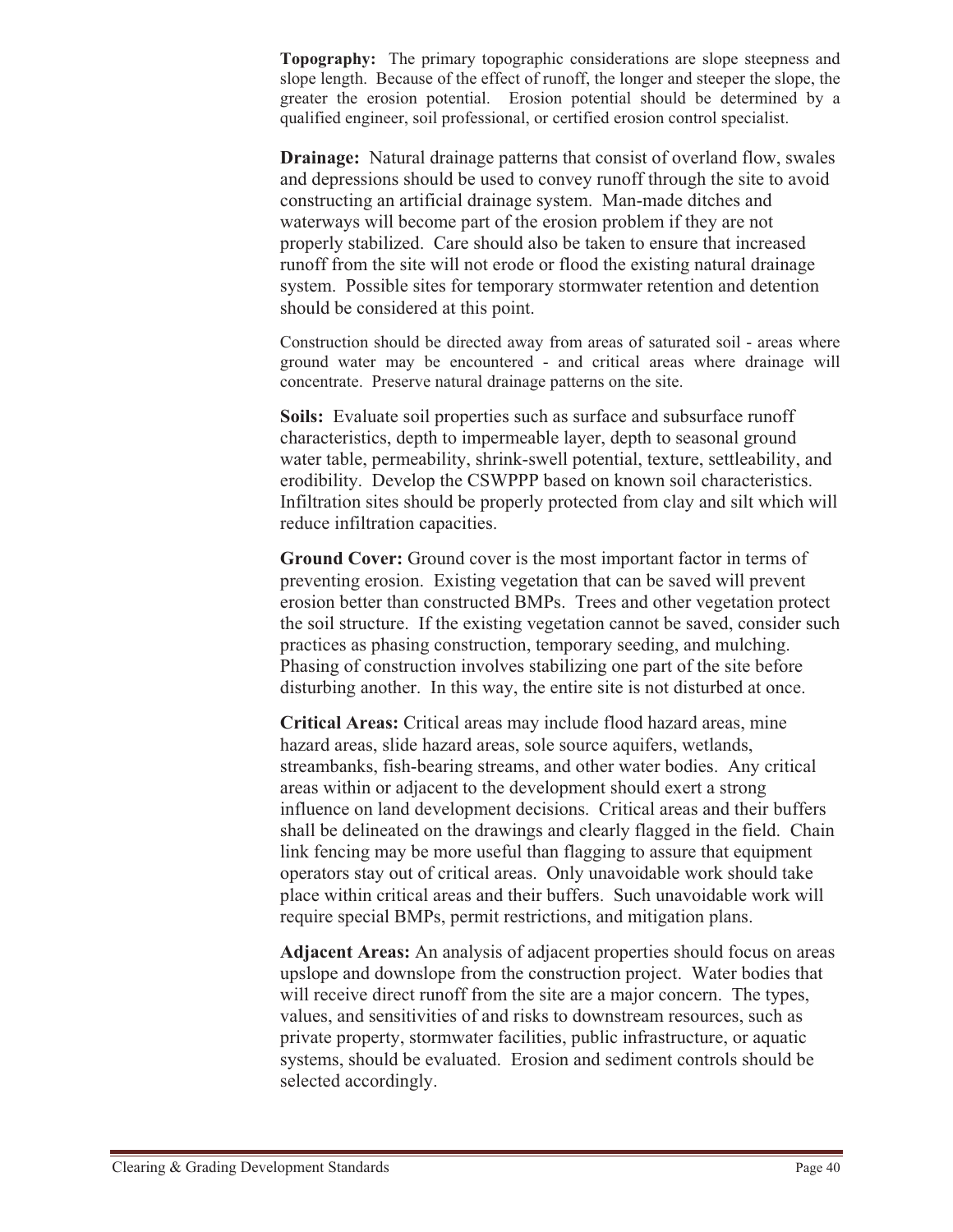**Topography:** The primary topographic considerations are slope steepness and slope length. Because of the effect of runoff, the longer and steeper the slope, the greater the erosion potential. Erosion potential should be determined by a qualified engineer, soil professional, or certified erosion control specialist.

**Drainage:** Natural drainage patterns that consist of overland flow, swales and depressions should be used to convey runoff through the site to avoid constructing an artificial drainage system. Man-made ditches and waterways will become part of the erosion problem if they are not properly stabilized. Care should also be taken to ensure that increased runoff from the site will not erode or flood the existing natural drainage system. Possible sites for temporary stormwater retention and detention should be considered at this point.

Construction should be directed away from areas of saturated soil - areas where ground water may be encountered - and critical areas where drainage will concentrate. Preserve natural drainage patterns on the site.

**Soils:** Evaluate soil properties such as surface and subsurface runoff characteristics, depth to impermeable layer, depth to seasonal ground water table, permeability, shrink-swell potential, texture, settleability, and erodibility. Develop the CSWPPP based on known soil characteristics. Infiltration sites should be properly protected from clay and silt which will reduce infiltration capacities.

**Ground Cover:** Ground cover is the most important factor in terms of preventing erosion. Existing vegetation that can be saved will prevent erosion better than constructed BMPs. Trees and other vegetation protect the soil structure. If the existing vegetation cannot be saved, consider such practices as phasing construction, temporary seeding, and mulching. Phasing of construction involves stabilizing one part of the site before disturbing another. In this way, the entire site is not disturbed at once.

**Critical Areas:** Critical areas may include flood hazard areas, mine hazard areas, slide hazard areas, sole source aquifers, wetlands, streambanks, fish-bearing streams, and other water bodies. Any critical areas within or adjacent to the development should exert a strong influence on land development decisions. Critical areas and their buffers shall be delineated on the drawings and clearly flagged in the field. Chain link fencing may be more useful than flagging to assure that equipment operators stay out of critical areas. Only unavoidable work should take place within critical areas and their buffers. Such unavoidable work will require special BMPs, permit restrictions, and mitigation plans.

**Adjacent Areas:** An analysis of adjacent properties should focus on areas upslope and downslope from the construction project. Water bodies that will receive direct runoff from the site are a major concern. The types, values, and sensitivities of and risks to downstream resources, such as private property, stormwater facilities, public infrastructure, or aquatic systems, should be evaluated. Erosion and sediment controls should be selected accordingly.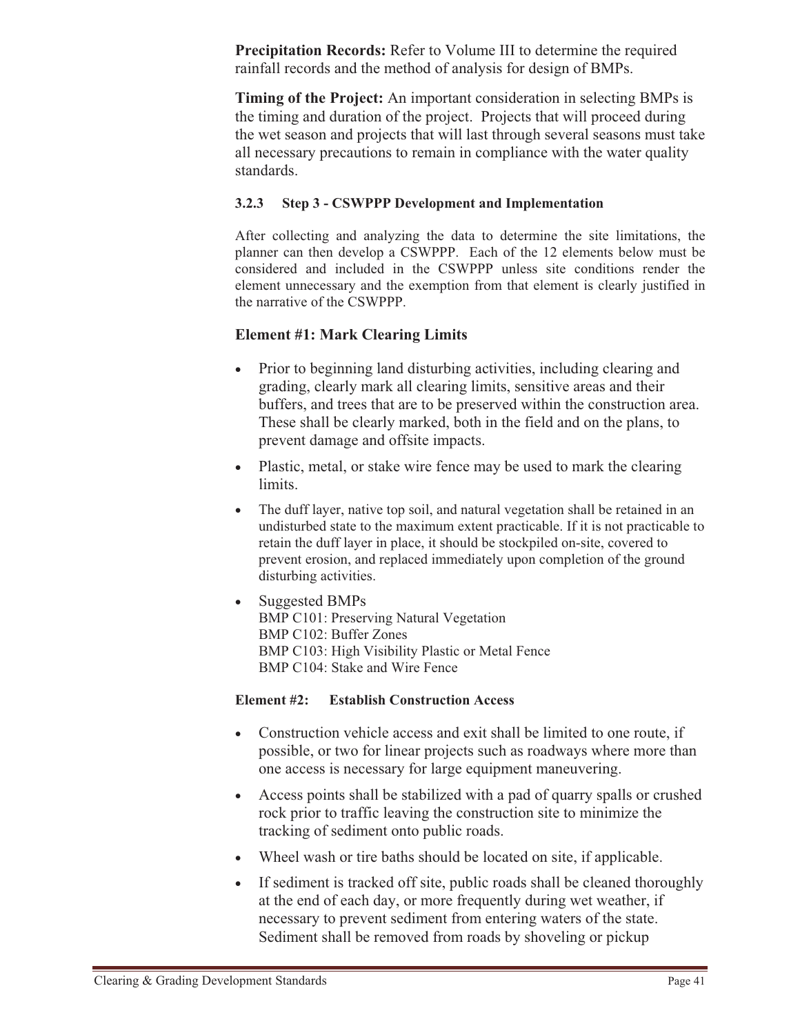**Precipitation Records:** Refer to Volume III to determine the required rainfall records and the method of analysis for design of BMPs.

**Timing of the Project:** An important consideration in selecting BMPs is the timing and duration of the project. Projects that will proceed during the wet season and projects that will last through several seasons must take all necessary precautions to remain in compliance with the water quality standards.

### 3.2.3 Step 3 - CSWPPP Development and Implementation

After collecting and analyzing the data to determine the site limitations, the planner can then develop a CSWPPP. Each of the 12 elements below must be considered and included in the CSWPPP unless site conditions render the element unnecessary and the exemption from that element is clearly justified in the narrative of the CSWPPP.

#### Element #1: Mark Clearing Limits

- Prior to beginning land disturbing activities, including clearing and grading, clearly mark all clearing limits, sensitive areas and their buffers, and trees that are to be preserved within the construction area. These shall be clearly marked, both in the field and on the plans, to prevent damage and offsite impacts.
- Plastic, metal, or stake wire fence may be used to mark the clearing limits.
- The duff layer, native top soil, and natural vegetation shall be retained in an undisturbed state to the maximum extent practicable. If it is not practicable to retain the duff layer in place, it should be stockpiled on-site, covered to prevent erosion, and replaced immediately upon completion of the ground disturbing activities.
- Suggested BMPs
  BMP C101: Preserving Natural Vegetation
  BMP C102: Buffer Zones
  BMP C103: High Visibility Plastic or Metal Fence
  BMP C104: Stake and Wire Fence

#### Element #2: Establish Construction Access

- Construction vehicle access and exit shall be limited to one route, if possible, or two for linear projects such as roadways where more than one access is necessary for large equipment maneuvering.
- Access points shall be stabilized with a pad of quarry spalls or crushed rock prior to traffic leaving the construction site to minimize the tracking of sediment onto public roads.
- Wheel wash or tire baths should be located on site, if applicable.
- If sediment is tracked off site, public roads shall be cleaned thoroughly at the end of each day, or more frequently during wet weather, if necessary to prevent sediment from entering waters of the state. Sediment shall be removed from roads by shoveling or pickup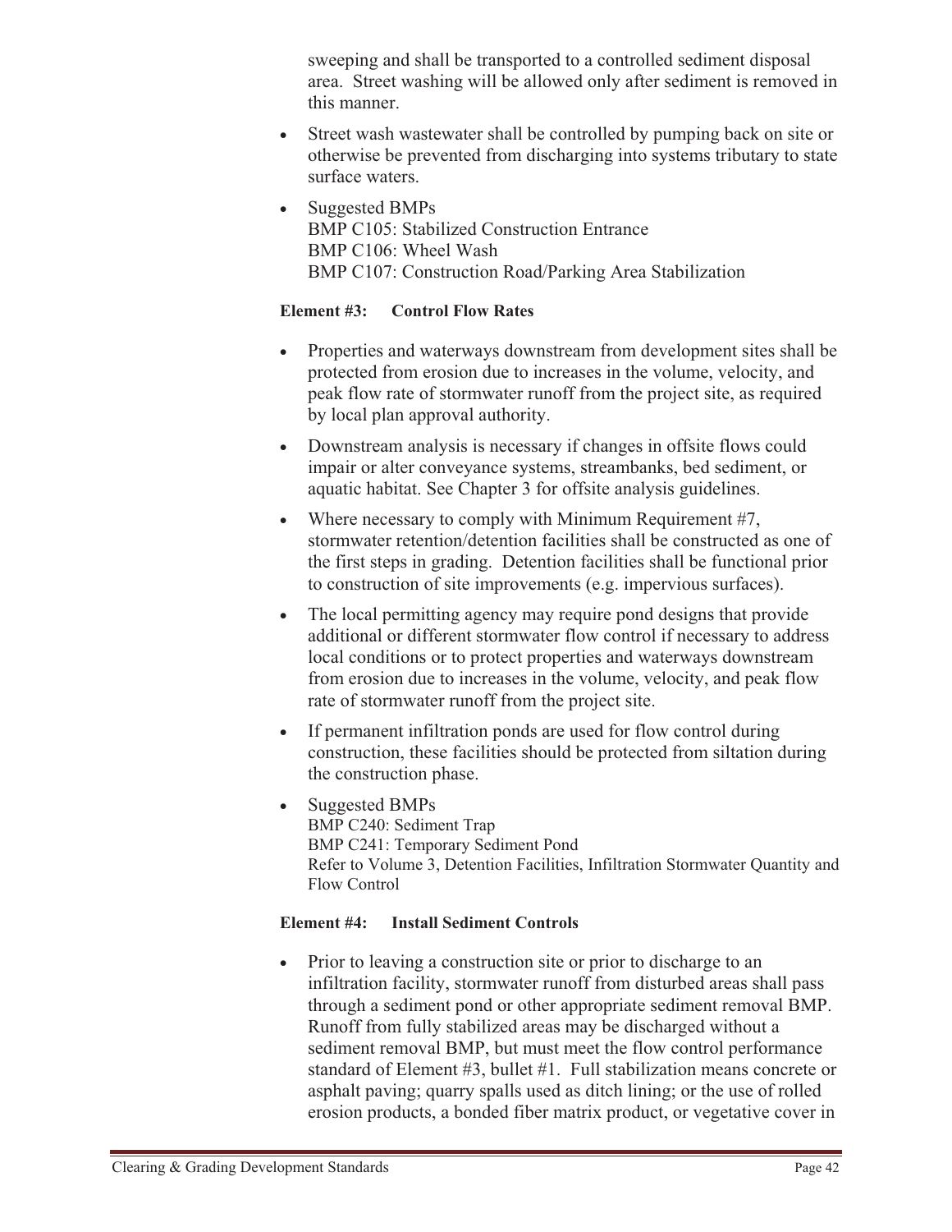sweeping and shall be transported to a controlled sediment disposal area. Street washing will be allowed only after sediment is removed in this manner.

- Street wash wastewater shall be controlled by pumping back on site or otherwise be prevented from discharging into systems tributary to state surface waters.
- Suggested BMPs
  BMP C105: Stabilized Construction Entrance
  BMP C106: Wheel Wash
  BMP C107: Construction Road/Parking Area Stabilization

**Element #3: Control Flow Rates**

- Properties and waterways downstream from development sites shall be protected from erosion due to increases in the volume, velocity, and peak flow rate of stormwater runoff from the project site, as required by local plan approval authority.
- Downstream analysis is necessary if changes in offsite flows could impair or alter conveyance systems, streambanks, bed sediment, or aquatic habitat. See Chapter 3 for offsite analysis guidelines.
- Where necessary to comply with Minimum Requirement #7, stormwater retention/detention facilities shall be constructed as one of the first steps in grading. Detention facilities shall be functional prior to construction of site improvements (e.g. impervious surfaces).
- The local permitting agency may require pond designs that provide additional or different stormwater flow control if necessary to address local conditions or to protect properties and waterways downstream from erosion due to increases in the volume, velocity, and peak flow rate of stormwater runoff from the project site.
- If permanent infiltration ponds are used for flow control during construction, these facilities should be protected from siltation during the construction phase.
- Suggested BMPs
  BMP C240: Sediment Trap
  BMP C241: Temporary Sediment Pond
  Refer to Volume 3, Detention Facilities, Infiltration Stormwater Quantity and Flow Control

**Element #4: Install Sediment Controls**

- Prior to leaving a construction site or prior to discharge to an infiltration facility, stormwater runoff from disturbed areas shall pass through a sediment pond or other appropriate sediment removal BMP. Runoff from fully stabilized areas may be discharged without a sediment removal BMP, but must meet the flow control performance standard of Element #3, bullet #1. Full stabilization means concrete or asphalt paving; quarry spalls used as ditch lining; or the use of rolled erosion products, a bonded fiber matrix product, or vegetative cover in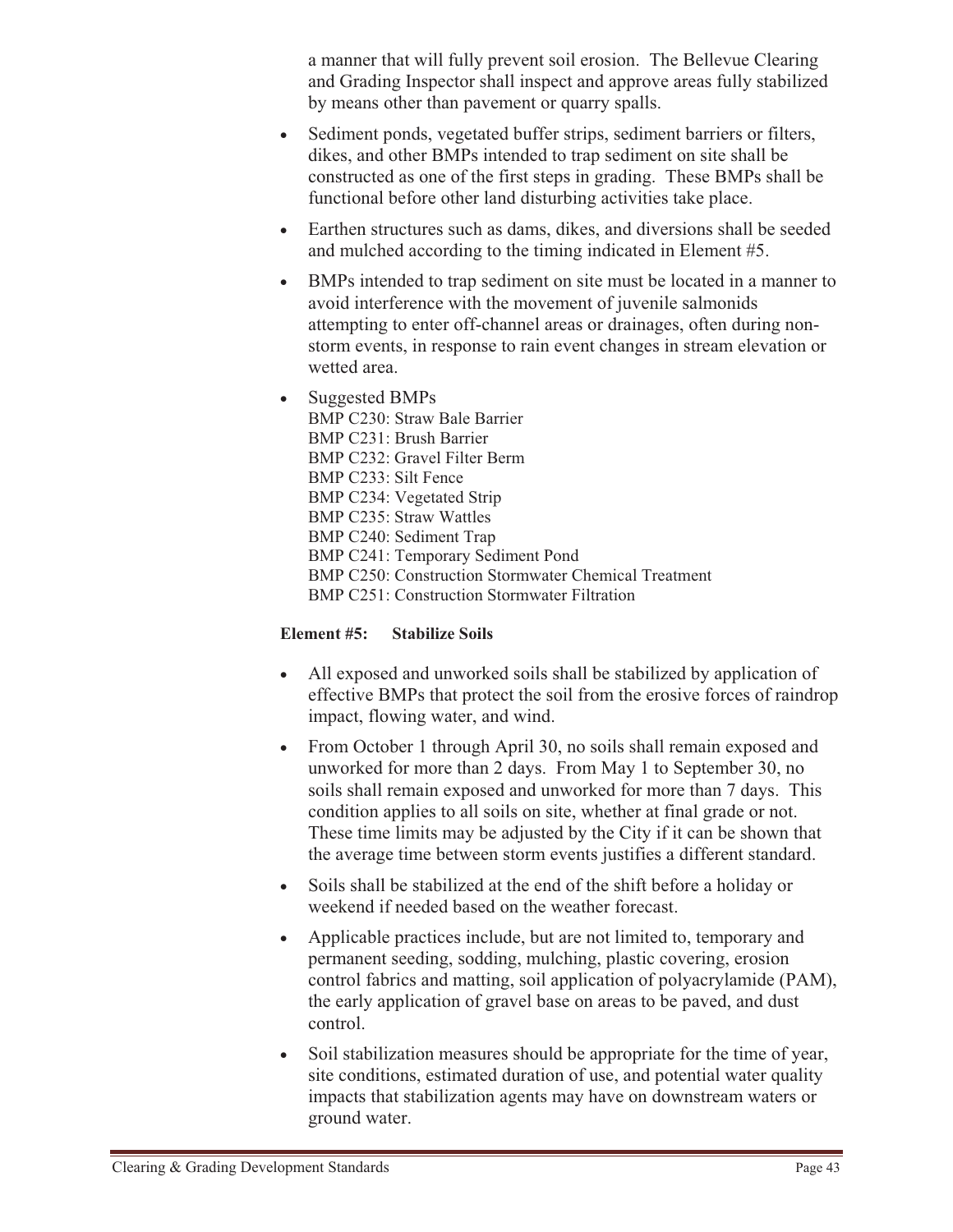a manner that will fully prevent soil erosion. The Bellevue Clearing and Grading Inspector shall inspect and approve areas fully stabilized by means other than pavement or quarry spalls.

- Sediment ponds, vegetated buffer strips, sediment barriers or filters, dikes, and other BMPs intended to trap sediment on site shall be constructed as one of the first steps in grading. These BMPs shall be functional before other land disturbing activities take place.
- Earthen structures such as dams, dikes, and diversions shall be seeded and mulched according to the timing indicated in Element #5.
- BMPs intended to trap sediment on site must be located in a manner to avoid interference with the movement of juvenile salmonids attempting to enter off-channel areas or drainages, often during non-storm events, in response to rain event changes in stream elevation or wetted area.
- Suggested BMPs
  BMP C230: Straw Bale Barrier
  BMP C231: Brush Barrier
  BMP C232: Gravel Filter Berm
  BMP C233: Silt Fence
  BMP C234: Vegetated Strip
  BMP C235: Straw Wattles
  BMP C240: Sediment Trap
  BMP C241: Temporary Sediment Pond
  BMP C250: Construction Stormwater Chemical Treatment
  BMP C251: Construction Stormwater Filtration

**Element #5: Stabilize Soils**

- All exposed and unworked soils shall be stabilized by application of effective BMPs that protect the soil from the erosive forces of raindrop impact, flowing water, and wind.
- From October 1 through April 30, no soils shall remain exposed and unworked for more than 2 days. From May 1 to September 30, no soils shall remain exposed and unworked for more than 7 days. This condition applies to all soils on site, whether at final grade or not. These time limits may be adjusted by the City if it can be shown that the average time between storm events justifies a different standard.
- Soils shall be stabilized at the end of the shift before a holiday or weekend if needed based on the weather forecast.
- Applicable practices include, but are not limited to, temporary and permanent seeding, sodding, mulching, plastic covering, erosion control fabrics and matting, soil application of polyacrylamide (PAM), the early application of gravel base on areas to be paved, and dust control.
- Soil stabilization measures should be appropriate for the time of year, site conditions, estimated duration of use, and potential water quality impacts that stabilization agents may have on downstream waters or ground water.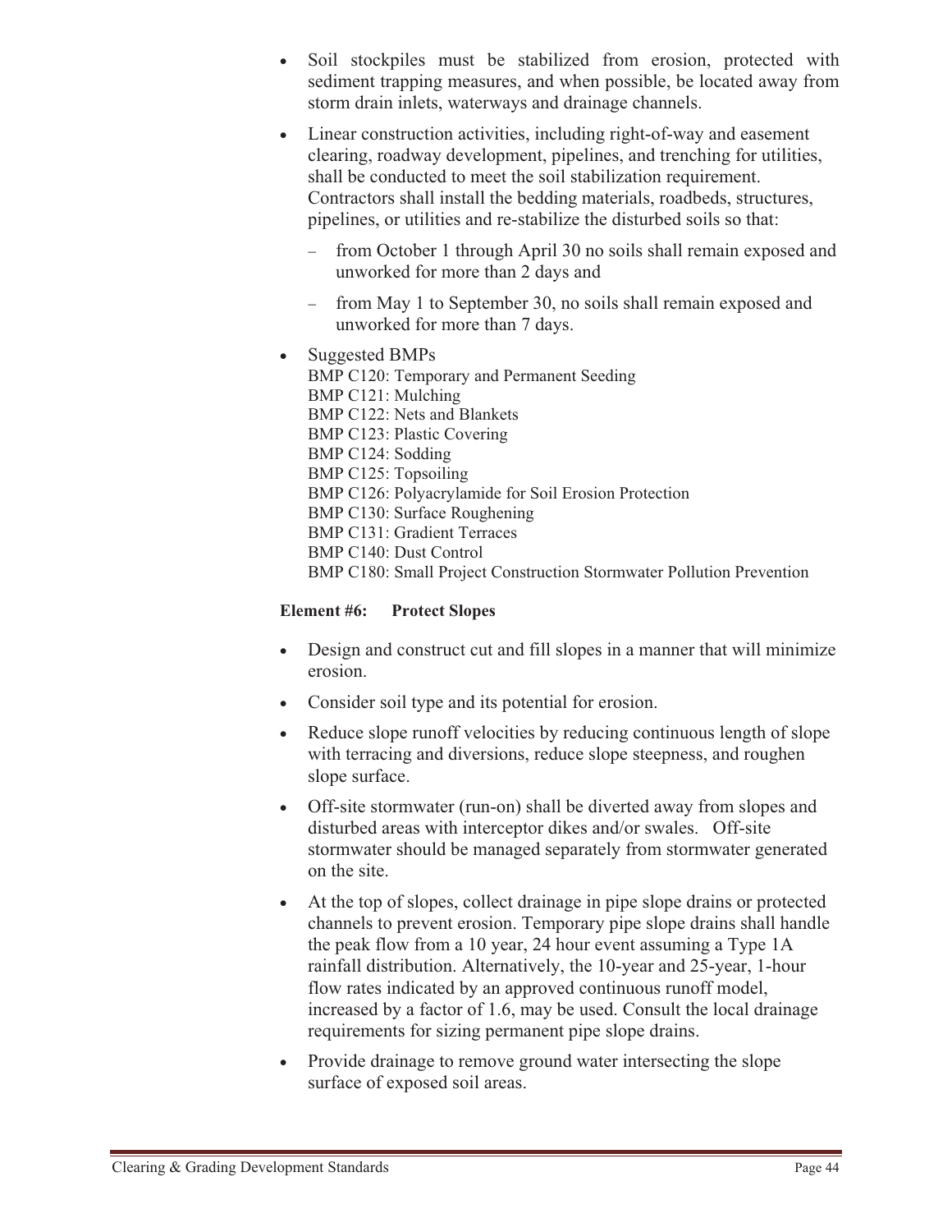- Soil stockpiles must be stabilized from erosion, protected with sediment trapping measures, and when possible, be located away from storm drain inlets, waterways and drainage channels.
- Linear construction activities, including right-of-way and easement clearing, roadway development, pipelines, and trenching for utilities, shall be conducted to meet the soil stabilization requirement. Contractors shall install the bedding materials, roadbeds, structures, pipelines, or utilities and re-stabilize the disturbed soils so that:
  - from October 1 through April 30 no soils shall remain exposed and unworked for more than 2 days and
  - from May 1 to September 30, no soils shall remain exposed and unworked for more than 7 days.
- Suggested BMPs
  BMP C120: Temporary and Permanent Seeding
  BMP C121: Mulching
  BMP C122: Nets and Blankets
  BMP C123: Plastic Covering
  BMP C124: Sodding
  BMP C125: Topsoiling
  BMP C126: Polyacrylamide for Soil Erosion Protection
  BMP C130: Surface Roughening
  BMP C131: Gradient Terraces
  BMP C140: Dust Control
  BMP C180: Small Project Construction Stormwater Pollution Prevention

**Element #6: Protect Slopes**

- Design and construct cut and fill slopes in a manner that will minimize erosion.
- Consider soil type and its potential for erosion.
- Reduce slope runoff velocities by reducing continuous length of slope with terracing and diversions, reduce slope steepness, and roughen slope surface.
- Off-site stormwater (run-on) shall be diverted away from slopes and disturbed areas with interceptor dikes and/or swales. Off-site stormwater should be managed separately from stormwater generated on the site.
- At the top of slopes, collect drainage in pipe slope drains or protected channels to prevent erosion. Temporary pipe slope drains shall handle the peak flow from a 10 year, 24 hour event assuming a Type 1A rainfall distribution. Alternatively, the 10-year and 25-year, 1-hour flow rates indicated by an approved continuous runoff model, increased by a factor of 1.6, may be used. Consult the local drainage requirements for sizing permanent pipe slope drains.
- Provide drainage to remove ground water intersecting the slope surface of exposed soil areas.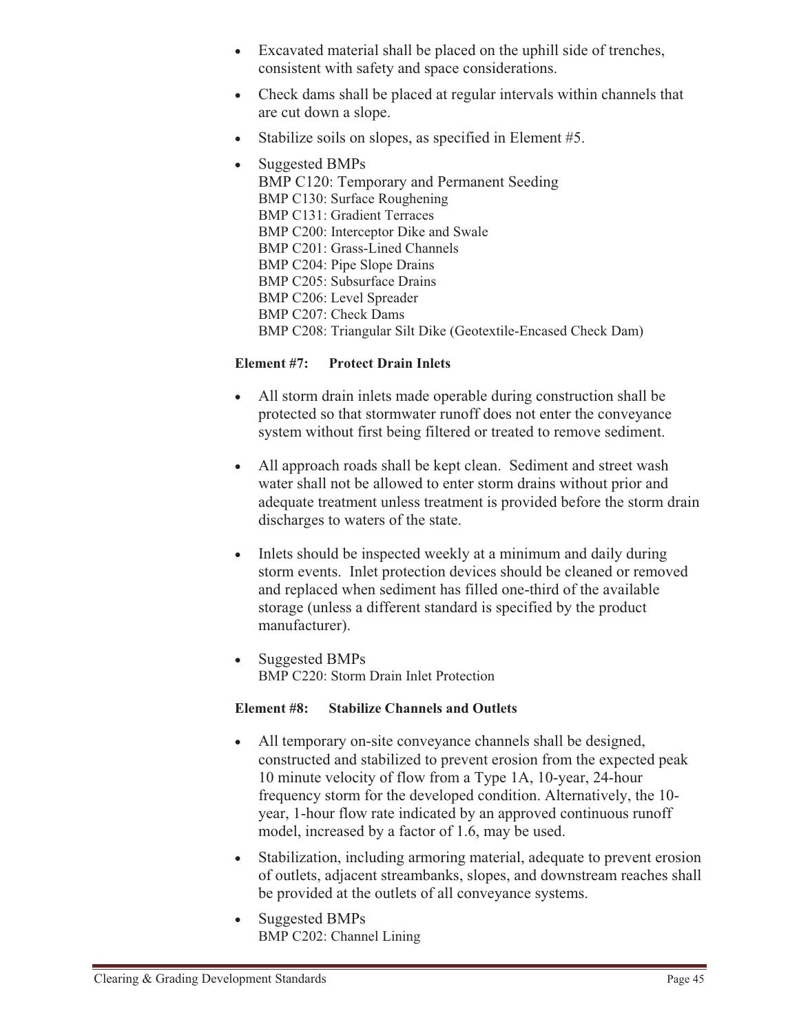- Excavated material shall be placed on the uphill side of trenches, consistent with safety and space considerations.
- Check dams shall be placed at regular intervals within channels that are cut down a slope.
- Stabilize soils on slopes, as specified in Element #5.
- Suggested BMPs
  BMP C120: Temporary and Permanent Seeding
  BMP C130: Surface Roughening
  BMP C131: Gradient Terraces
  BMP C200: Interceptor Dike and Swale
  BMP C201: Grass-Lined Channels
  BMP C204: Pipe Slope Drains
  BMP C205: Subsurface Drains
  BMP C206: Level Spreader
  BMP C207: Check Dams
  BMP C208: Triangular Silt Dike (Geotextile-Encased Check Dam)

**Element #7: Protect Drain Inlets**

- All storm drain inlets made operable during construction shall be protected so that stormwater runoff does not enter the conveyance system without first being filtered or treated to remove sediment.
- All approach roads shall be kept clean. Sediment and street wash water shall not be allowed to enter storm drains without prior and adequate treatment unless treatment is provided before the storm drain discharges to waters of the state.
- Inlets should be inspected weekly at a minimum and daily during storm events. Inlet protection devices should be cleaned or removed and replaced when sediment has filled one-third of the available storage (unless a different standard is specified by the product manufacturer).
- Suggested BMPs
  BMP C220: Storm Drain Inlet Protection

**Element #8: Stabilize Channels and Outlets**

- All temporary on-site conveyance channels shall be designed, constructed and stabilized to prevent erosion from the expected peak 10 minute velocity of flow from a Type 1A, 10-year, 24-hour frequency storm for the developed condition. Alternatively, the 10-year, 1-hour flow rate indicated by an approved continuous runoff model, increased by a factor of 1.6, may be used.
- Stabilization, including armoring material, adequate to prevent erosion of outlets, adjacent streambanks, slopes, and downstream reaches shall be provided at the outlets of all conveyance systems.
- Suggested BMPs
  BMP C202: Channel Lining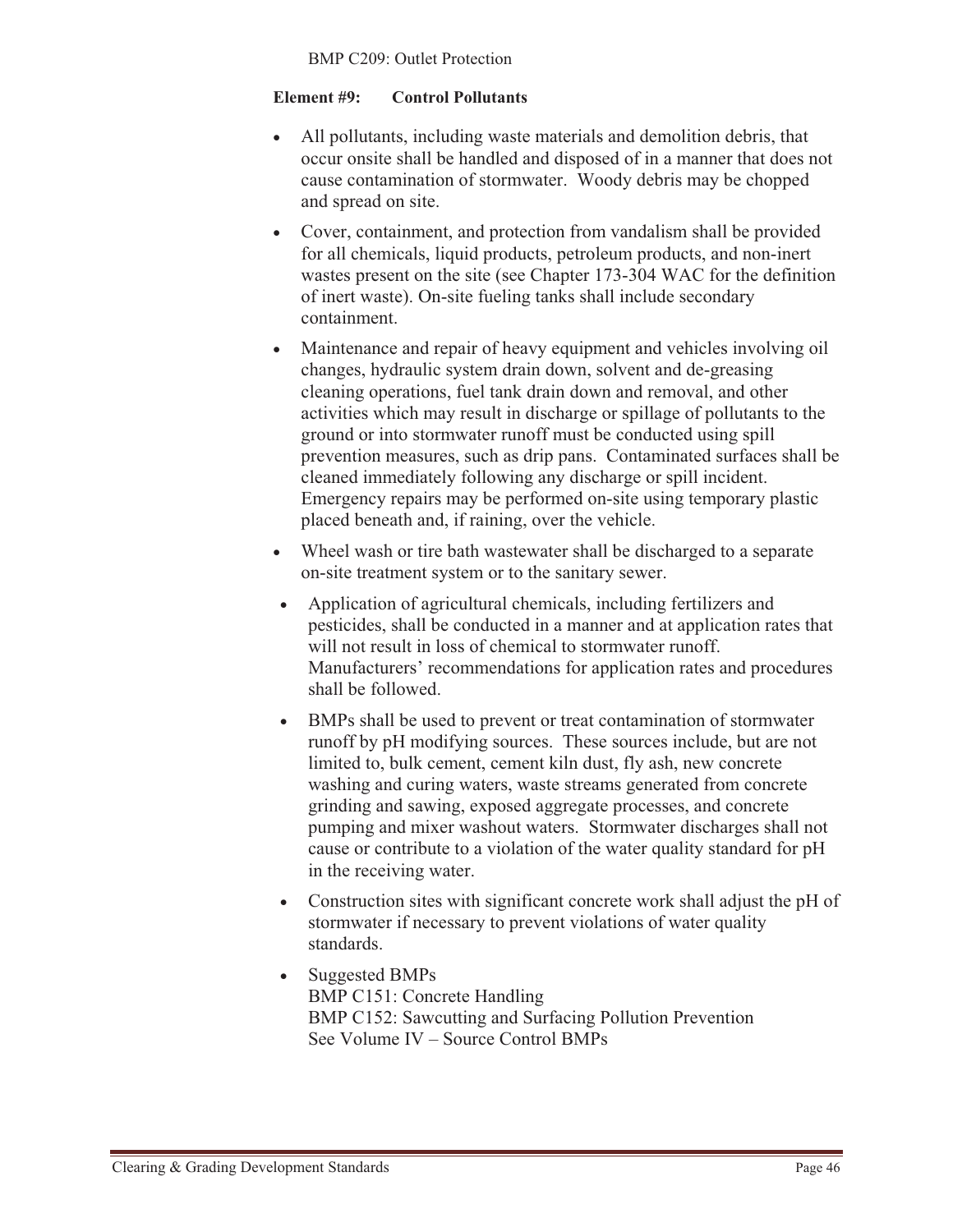BMP C209: Outlet Protection

**Element #9: Control Pollutants**

- All pollutants, including waste materials and demolition debris, that occur onsite shall be handled and disposed of in a manner that does not cause contamination of stormwater. Woody debris may be chopped and spread on site.
- Cover, containment, and protection from vandalism shall be provided for all chemicals, liquid products, petroleum products, and non-inert wastes present on the site (see Chapter 173-304 WAC for the definition of inert waste). On-site fueling tanks shall include secondary containment.
- Maintenance and repair of heavy equipment and vehicles involving oil changes, hydraulic system drain down, solvent and de-greasing cleaning operations, fuel tank drain down and removal, and other activities which may result in discharge or spillage of pollutants to the ground or into stormwater runoff must be conducted using spill prevention measures, such as drip pans. Contaminated surfaces shall be cleaned immediately following any discharge or spill incident. Emergency repairs may be performed on-site using temporary plastic placed beneath and, if raining, over the vehicle.
- Wheel wash or tire bath wastewater shall be discharged to a separate on-site treatment system or to the sanitary sewer.
- Application of agricultural chemicals, including fertilizers and pesticides, shall be conducted in a manner and at application rates that will not result in loss of chemical to stormwater runoff. Manufacturers' recommendations for application rates and procedures shall be followed.
- BMPs shall be used to prevent or treat contamination of stormwater runoff by pH modifying sources. These sources include, but are not limited to, bulk cement, cement kiln dust, fly ash, new concrete washing and curing waters, waste streams generated from concrete grinding and sawing, exposed aggregate processes, and concrete pumping and mixer washout waters. Stormwater discharges shall not cause or contribute to a violation of the water quality standard for pH in the receiving water.
- Construction sites with significant concrete work shall adjust the pH of stormwater if necessary to prevent violations of water quality standards.
- Suggested BMPs
  BMP C151: Concrete Handling
  BMP C152: Sawcutting and Surfacing Pollution Prevention
  See Volume IV – Source Control BMPs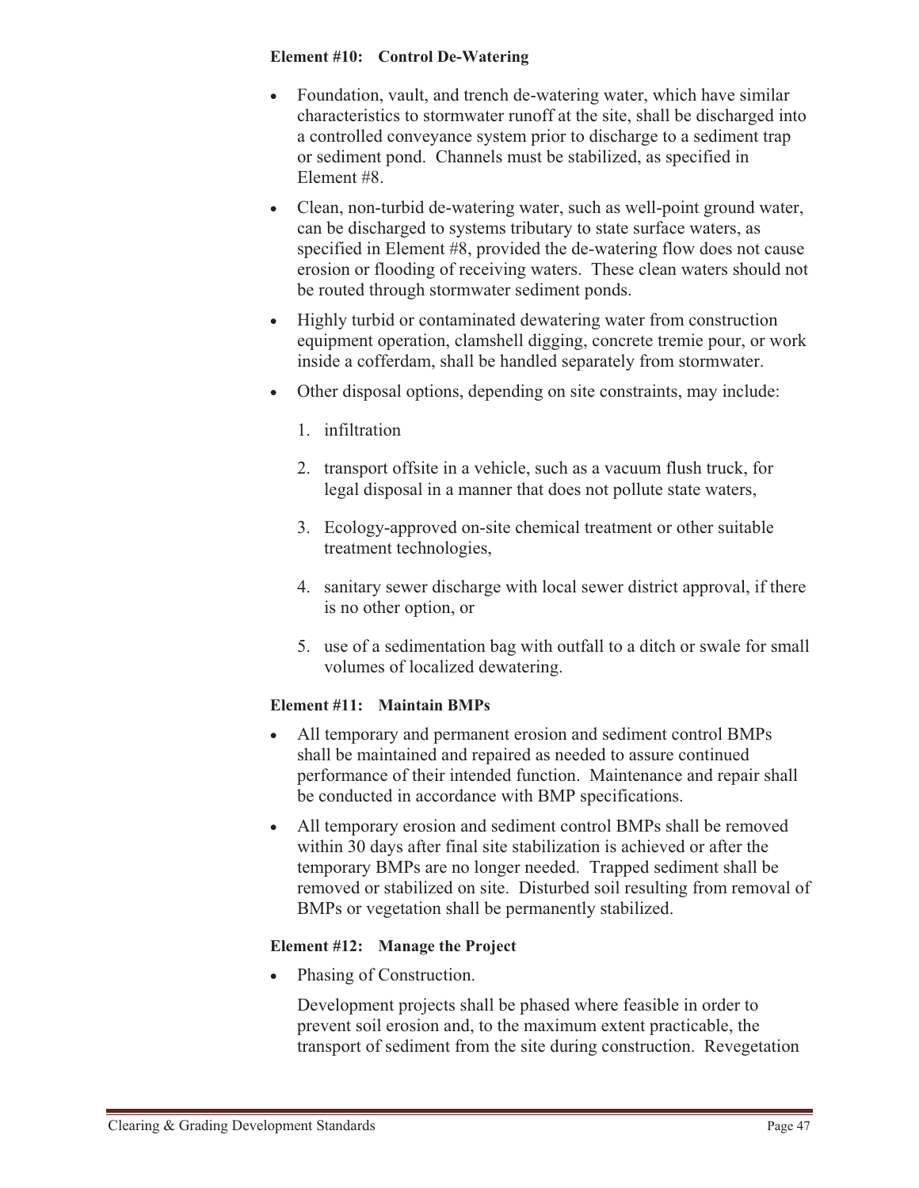**Element #10: Control De-Watering**

- Foundation, vault, and trench de-watering water, which have similar characteristics to stormwater runoff at the site, shall be discharged into a controlled conveyance system prior to discharge to a sediment trap or sediment pond. Channels must be stabilized, as specified in Element #8.
- Clean, non-turbid de-watering water, such as well-point ground water, can be discharged to systems tributary to state surface waters, as specified in Element #8, provided the de-watering flow does not cause erosion or flooding of receiving waters. These clean waters should not be routed through stormwater sediment ponds.
- Highly turbid or contaminated dewatering water from construction equipment operation, clamshell digging, concrete tremie pour, or work inside a cofferdam, shall be handled separately from stormwater.
- Other disposal options, depending on site constraints, may include:
    1. infiltration
    2. transport offsite in a vehicle, such as a vacuum flush truck, for legal disposal in a manner that does not pollute state waters,
    3. Ecology-approved on-site chemical treatment or other suitable treatment technologies,
    4. sanitary sewer discharge with local sewer district approval, if there is no other option, or
    5. use of a sedimentation bag with outfall to a ditch or swale for small volumes of localized dewatering.

**Element #11: Maintain BMPs**

- All temporary and permanent erosion and sediment control BMPs shall be maintained and repaired as needed to assure continued performance of their intended function. Maintenance and repair shall be conducted in accordance with BMP specifications.
- All temporary erosion and sediment control BMPs shall be removed within 30 days after final site stabilization is achieved or after the temporary BMPs are no longer needed. Trapped sediment shall be removed or stabilized on site. Disturbed soil resulting from removal of BMPs or vegetation shall be permanently stabilized.

**Element #12: Manage the Project**

- Phasing of Construction.

  Development projects shall be phased where feasible in order to prevent soil erosion and, to the maximum extent practicable, the transport of sediment from the site during construction. Revegetation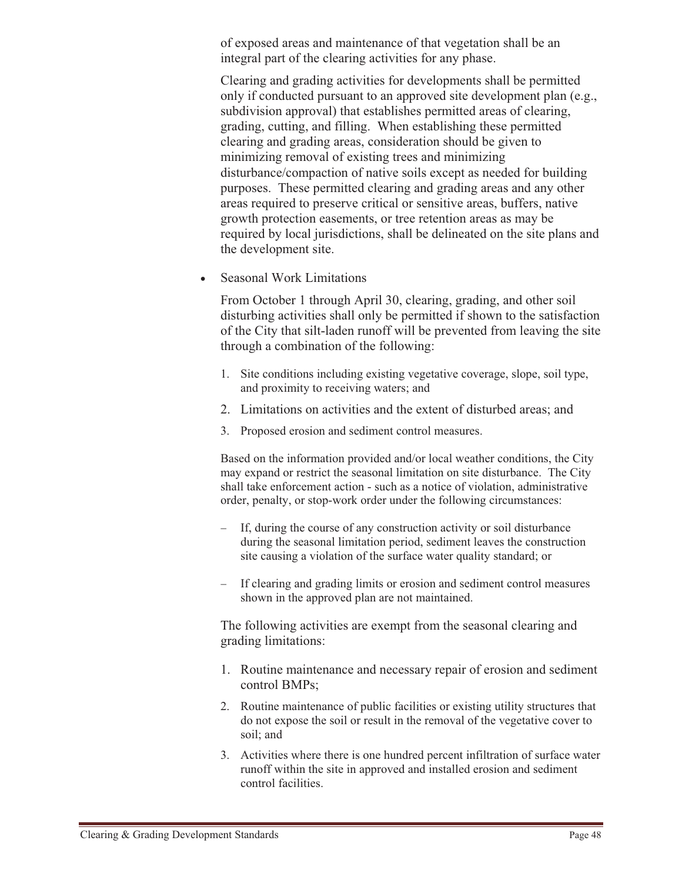of exposed areas and maintenance of that vegetation shall be an integral part of the clearing activities for any phase.

Clearing and grading activities for developments shall be permitted only if conducted pursuant to an approved site development plan (e.g., subdivision approval) that establishes permitted areas of clearing, grading, cutting, and filling. When establishing these permitted clearing and grading areas, consideration should be given to minimizing removal of existing trees and minimizing disturbance/compaction of native soils except as needed for building purposes. These permitted clearing and grading areas and any other areas required to preserve critical or sensitive areas, buffers, native growth protection easements, or tree retention areas as may be required by local jurisdictions, shall be delineated on the site plans and the development site.

- Seasonal Work Limitations

  From October 1 through April 30, clearing, grading, and other soil disturbing activities shall only be permitted if shown to the satisfaction of the City that silt-laden runoff will be prevented from leaving the site through a combination of the following:

  1. Site conditions including existing vegetative coverage, slope, soil type, and proximity to receiving waters; and
  2. Limitations on activities and the extent of disturbed areas; and
  3. Proposed erosion and sediment control measures.

  Based on the information provided and/or local weather conditions, the City may expand or restrict the seasonal limitation on site disturbance. The City shall take enforcement action - such as a notice of violation, administrative order, penalty, or stop-work order under the following circumstances:

  - If, during the course of any construction activity or soil disturbance during the seasonal limitation period, sediment leaves the construction site causing a violation of the surface water quality standard; or
  - If clearing and grading limits or erosion and sediment control measures shown in the approved plan are not maintained.

  The following activities are exempt from the seasonal clearing and grading limitations:

  1. Routine maintenance and necessary repair of erosion and sediment control BMPs;
  2. Routine maintenance of public facilities or existing utility structures that do not expose the soil or result in the removal of the vegetative cover to soil; and
  3. Activities where there is one hundred percent infiltration of surface water runoff within the site in approved and installed erosion and sediment control facilities.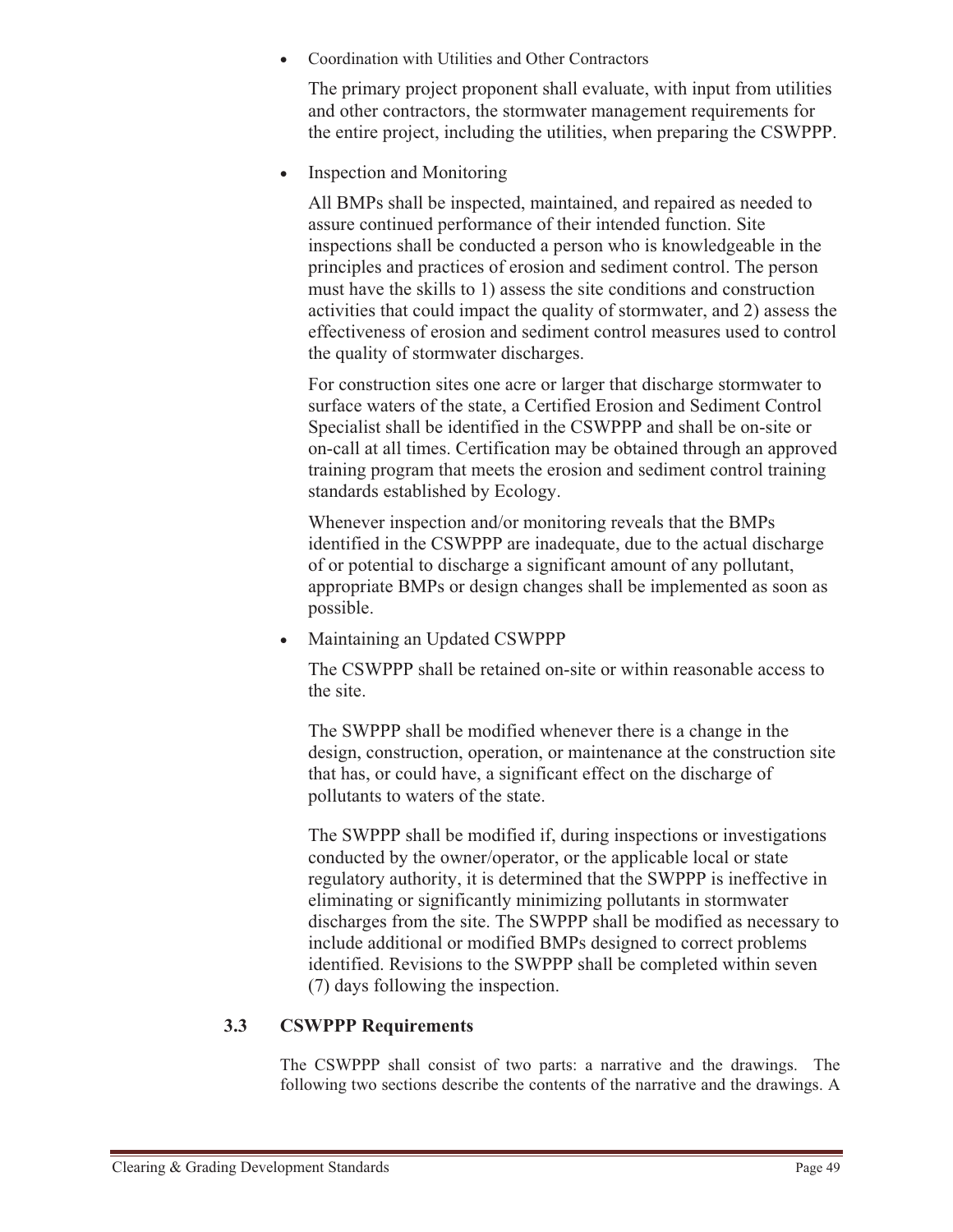- Coordination with Utilities and Other Contractors

  The primary project proponent shall evaluate, with input from utilities and other contractors, the stormwater management requirements for the entire project, including the utilities, when preparing the CSWPPP.

- Inspection and Monitoring

  All BMPs shall be inspected, maintained, and repaired as needed to assure continued performance of their intended function. Site inspections shall be conducted a person who is knowledgeable in the principles and practices of erosion and sediment control. The person must have the skills to 1) assess the site conditions and construction activities that could impact the quality of stormwater, and 2) assess the effectiveness of erosion and sediment control measures used to control the quality of stormwater discharges.

  For construction sites one acre or larger that discharge stormwater to surface waters of the state, a Certified Erosion and Sediment Control Specialist shall be identified in the CSWPPP and shall be on-site or on-call at all times. Certification may be obtained through an approved training program that meets the erosion and sediment control training standards established by Ecology.

  Whenever inspection and/or monitoring reveals that the BMPs identified in the CSWPPP are inadequate, due to the actual discharge of or potential to discharge a significant amount of any pollutant, appropriate BMPs or design changes shall be implemented as soon as possible.

- Maintaining an Updated CSWPPP

  The CSWPPP shall be retained on-site or within reasonable access to the site.

  The SWPPP shall be modified whenever there is a change in the design, construction, operation, or maintenance at the construction site that has, or could have, a significant effect on the discharge of pollutants to waters of the state.

  The SWPPP shall be modified if, during inspections or investigations conducted by the owner/operator, or the applicable local or state regulatory authority, it is determined that the SWPPP is ineffective in eliminating or significantly minimizing pollutants in stormwater discharges from the site. The SWPPP shall be modified as necessary to include additional or modified BMPs designed to correct problems identified. Revisions to the SWPPP shall be completed within seven (7) days following the inspection.

### 3.3 CSWPPP Requirements

The CSWPPP shall consist of two parts: a narrative and the drawings. The following two sections describe the contents of the narrative and the drawings. A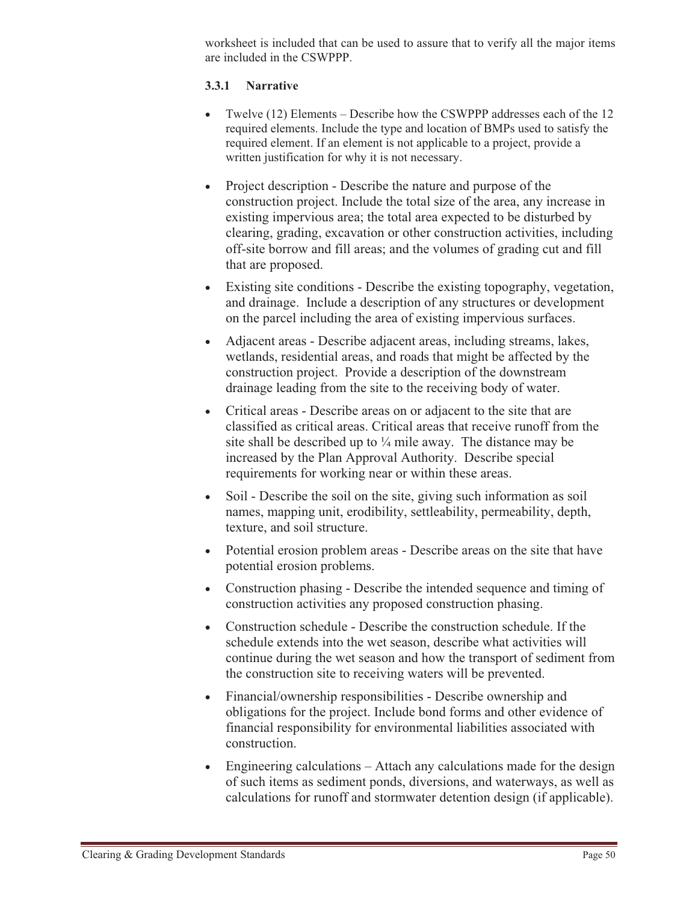worksheet is included that can be used to assure that to verify all the major items are included in the CSWPPP.

### 3.3.1 Narrative

- Twelve (12) Elements – Describe how the CSWPPP addresses each of the 12 required elements. Include the type and location of BMPs used to satisfy the required element. If an element is not applicable to a project, provide a written justification for why it is not necessary.
- Project description - Describe the nature and purpose of the construction project. Include the total size of the area, any increase in existing impervious area; the total area expected to be disturbed by clearing, grading, excavation or other construction activities, including off-site borrow and fill areas; and the volumes of grading cut and fill that are proposed.
- Existing site conditions - Describe the existing topography, vegetation, and drainage. Include a description of any structures or development on the parcel including the area of existing impervious surfaces.
- Adjacent areas - Describe adjacent areas, including streams, lakes, wetlands, residential areas, and roads that might be affected by the construction project. Provide a description of the downstream drainage leading from the site to the receiving body of water.
- Critical areas - Describe areas on or adjacent to the site that are classified as critical areas. Critical areas that receive runoff from the site shall be described up to ¼ mile away. The distance may be increased by the Plan Approval Authority. Describe special requirements for working near or within these areas.
- Soil - Describe the soil on the site, giving such information as soil names, mapping unit, erodibility, settleability, permeability, depth, texture, and soil structure.
- Potential erosion problem areas - Describe areas on the site that have potential erosion problems.
- Construction phasing - Describe the intended sequence and timing of construction activities any proposed construction phasing.
- Construction schedule - Describe the construction schedule. If the schedule extends into the wet season, describe what activities will continue during the wet season and how the transport of sediment from the construction site to receiving waters will be prevented.
- Financial/ownership responsibilities - Describe ownership and obligations for the project. Include bond forms and other evidence of financial responsibility for environmental liabilities associated with construction.
- Engineering calculations – Attach any calculations made for the design of such items as sediment ponds, diversions, and waterways, as well as calculations for runoff and stormwater detention design (if applicable).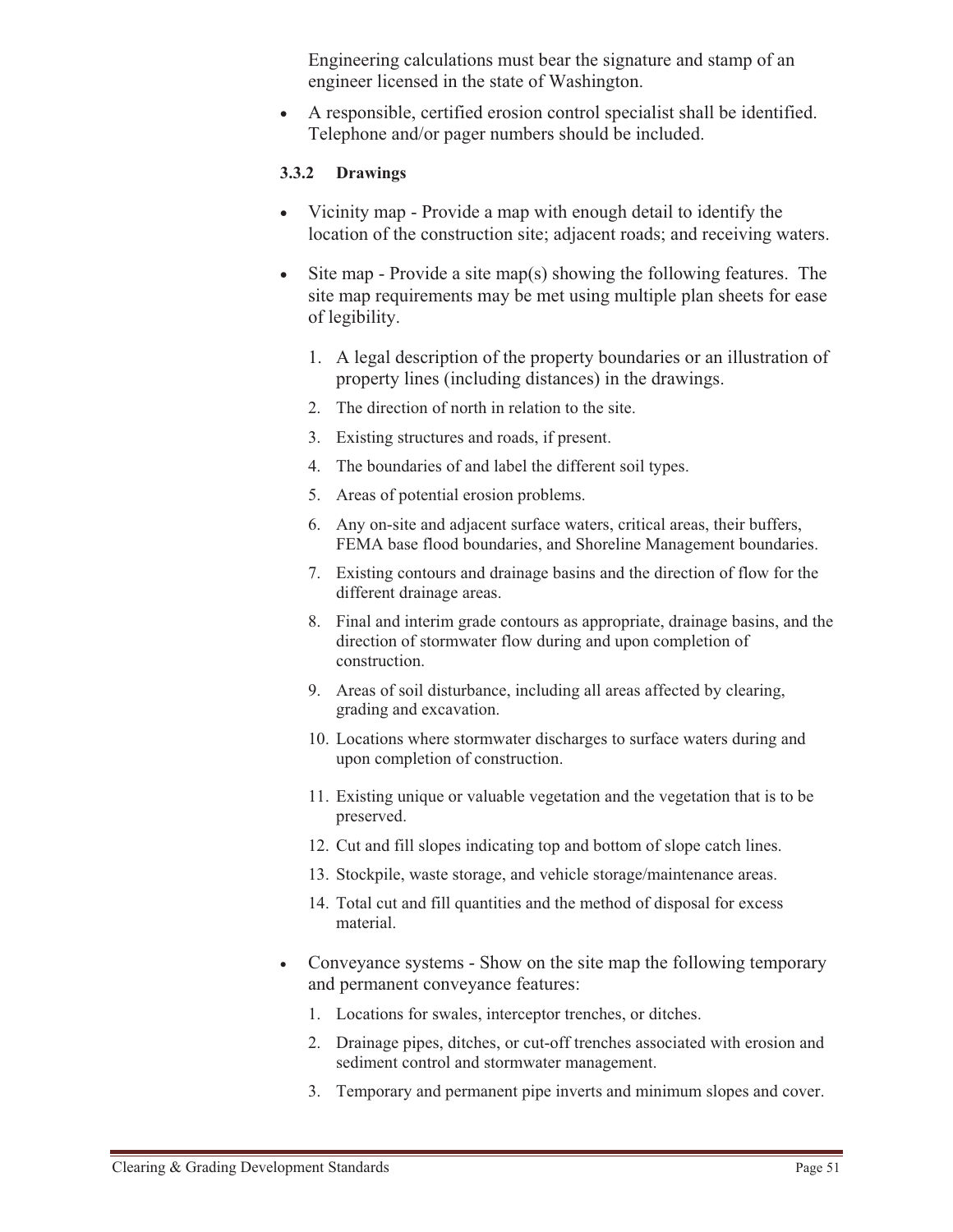Engineering calculations must bear the signature and stamp of an engineer licensed in the state of Washington.

- A responsible, certified erosion control specialist shall be identified. Telephone and/or pager numbers should be included.

### 3.3.2 Drawings

- Vicinity map - Provide a map with enough detail to identify the location of the construction site; adjacent roads; and receiving waters.
- Site map - Provide a site map(s) showing the following features. The site map requirements may be met using multiple plan sheets for ease of legibility.
  1. A legal description of the property boundaries or an illustration of property lines (including distances) in the drawings.
  2. The direction of north in relation to the site.
  3. Existing structures and roads, if present.
  4. The boundaries of and label the different soil types.
  5. Areas of potential erosion problems.
  6. Any on-site and adjacent surface waters, critical areas, their buffers, FEMA base flood boundaries, and Shoreline Management boundaries.
  7. Existing contours and drainage basins and the direction of flow for the different drainage areas.
  8. Final and interim grade contours as appropriate, drainage basins, and the direction of stormwater flow during and upon completion of construction.
  9. Areas of soil disturbance, including all areas affected by clearing, grading and excavation.
  10. Locations where stormwater discharges to surface waters during and upon completion of construction.
  11. Existing unique or valuable vegetation and the vegetation that is to be preserved.
  12. Cut and fill slopes indicating top and bottom of slope catch lines.
  13. Stockpile, waste storage, and vehicle storage/maintenance areas.
  14. Total cut and fill quantities and the method of disposal for excess material.
- Conveyance systems - Show on the site map the following temporary and permanent conveyance features:
  1. Locations for swales, interceptor trenches, or ditches.
  2. Drainage pipes, ditches, or cut-off trenches associated with erosion and sediment control and stormwater management.
  3. Temporary and permanent pipe inverts and minimum slopes and cover.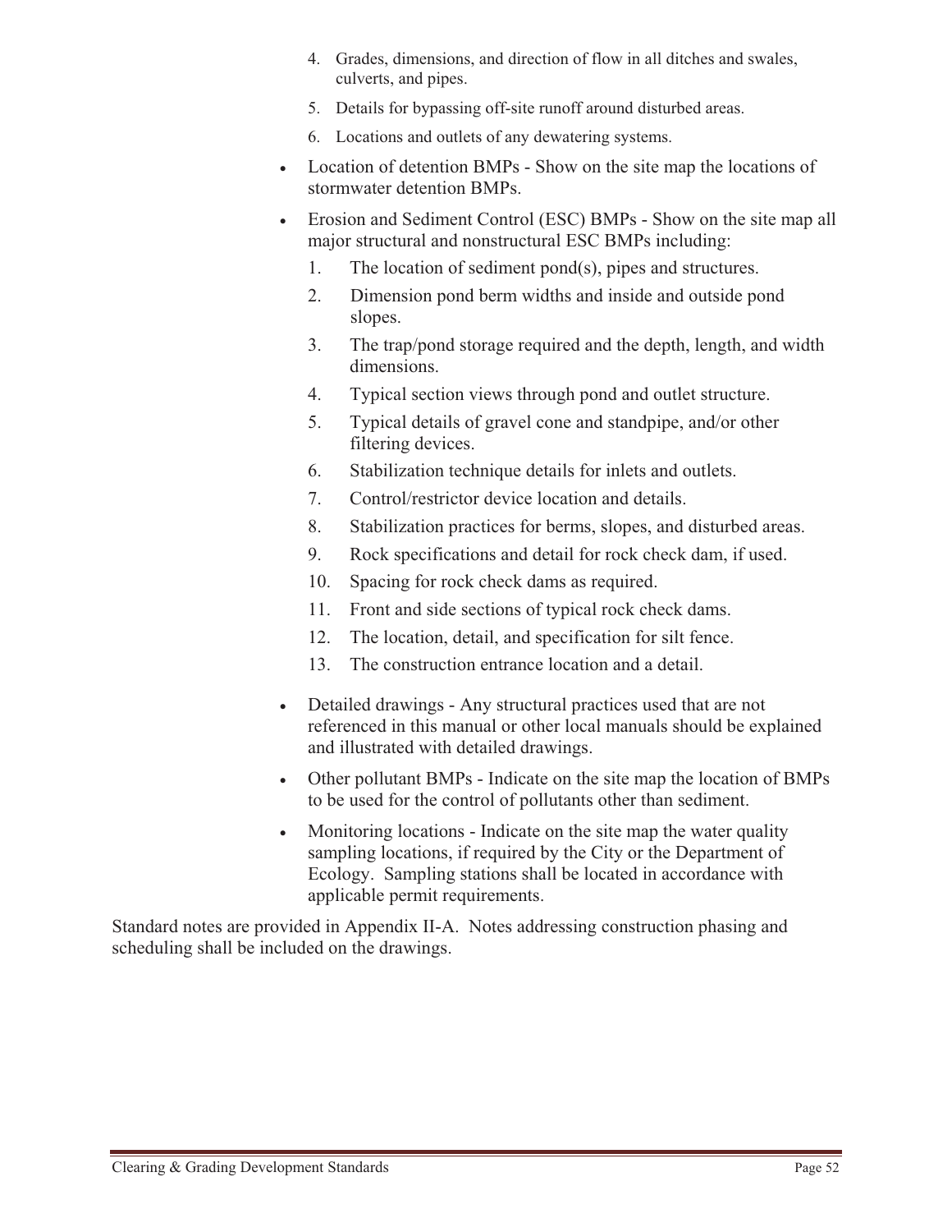4. Grades, dimensions, and direction of flow in all ditches and swales, culverts, and pipes.
5. Details for bypassing off-site runoff around disturbed areas.
6. Locations and outlets of any dewatering systems.

- Location of detention BMPs - Show on the site map the locations of stormwater detention BMPs.
- Erosion and Sediment Control (ESC) BMPs - Show on the site map all major structural and nonstructural ESC BMPs including:
  1. The location of sediment pond(s), pipes and structures.
  2. Dimension pond berm widths and inside and outside pond slopes.
  3. The trap/pond storage required and the depth, length, and width dimensions.
  4. Typical section views through pond and outlet structure.
  5. Typical details of gravel cone and standpipe, and/or other filtering devices.
  6. Stabilization technique details for inlets and outlets.
  7. Control/restrictor device location and details.
  8. Stabilization practices for berms, slopes, and disturbed areas.
  9. Rock specifications and detail for rock check dam, if used.
  10. Spacing for rock check dams as required.
  11. Front and side sections of typical rock check dams.
  12. The location, detail, and specification for silt fence.
  13. The construction entrance location and a detail.
- Detailed drawings - Any structural practices used that are not referenced in this manual or other local manuals should be explained and illustrated with detailed drawings.
- Other pollutant BMPs - Indicate on the site map the location of BMPs to be used for the control of pollutants other than sediment.
- Monitoring locations - Indicate on the site map the water quality sampling locations, if required by the City or the Department of Ecology. Sampling stations shall be located in accordance with applicable permit requirements.

Standard notes are provided in Appendix II-A. Notes addressing construction phasing and scheduling shall be included on the drawings.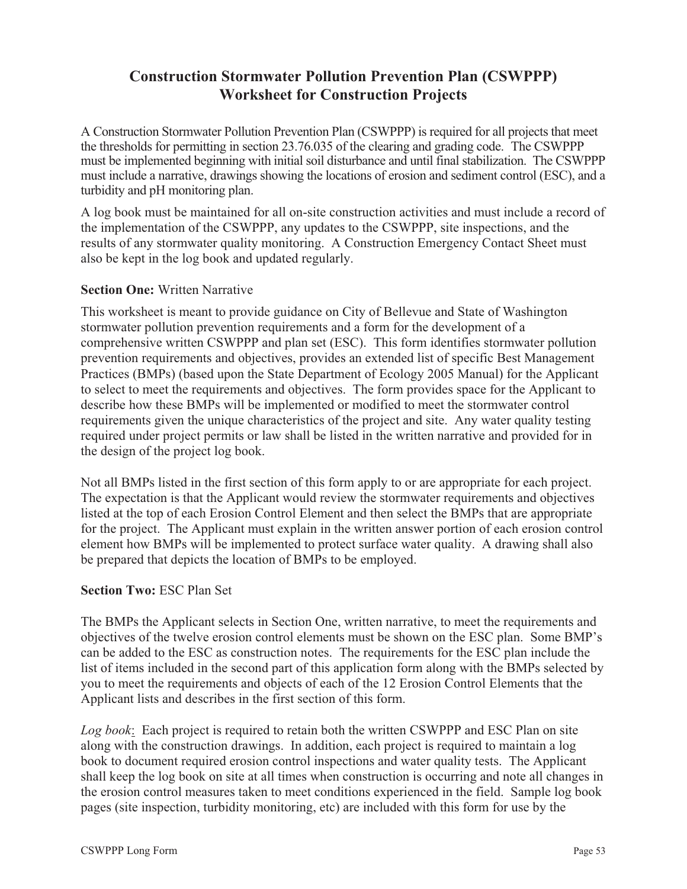# Construction Stormwater Pollution Prevention Plan (CSWPPP) Worksheet for Construction Projects

A Construction Stormwater Pollution Prevention Plan (CSWPPP) is required for all projects that meet the thresholds for permitting in section 23.76.035 of the clearing and grading code. The CSWPPP must be implemented beginning with initial soil disturbance and until final stabilization. The CSWPPP must include a narrative, drawings showing the locations of erosion and sediment control (ESC), and a turbidity and pH monitoring plan.

A log book must be maintained for all on-site construction activities and must include a record of the implementation of the CSWPPP, any updates to the CSWPPP, site inspections, and the results of any stormwater quality monitoring. A Construction Emergency Contact Sheet must also be kept in the log book and updated regularly.

**Section One:** Written Narrative

This worksheet is meant to provide guidance on City of Bellevue and State of Washington stormwater pollution prevention requirements and a form for the development of a comprehensive written CSWPPP and plan set (ESC). This form identifies stormwater pollution prevention requirements and objectives, provides an extended list of specific Best Management Practices (BMPs) (based upon the State Department of Ecology 2005 Manual) for the Applicant to select to meet the requirements and objectives. The form provides space for the Applicant to describe how these BMPs will be implemented or modified to meet the stormwater control requirements given the unique characteristics of the project and site. Any water quality testing required under project permits or law shall be listed in the written narrative and provided for in the design of the project log book.

Not all BMPs listed in the first section of this form apply to or are appropriate for each project. The expectation is that the Applicant would review the stormwater requirements and objectives listed at the top of each Erosion Control Element and then select the BMPs that are appropriate for the project. The Applicant must explain in the written answer portion of each erosion control element how BMPs will be implemented to protect surface water quality. A drawing shall also be prepared that depicts the location of BMPs to be employed.

**Section Two:** ESC Plan Set

The BMPs the Applicant selects in Section One, written narrative, to meet the requirements and objectives of the twelve erosion control elements must be shown on the ESC plan. Some BMP's can be added to the ESC as construction notes. The requirements for the ESC plan include the list of items included in the second part of this application form along with the BMPs selected by you to meet the requirements and objects of each of the 12 Erosion Control Elements that the Applicant lists and describes in the first section of this form.

*Log book*: Each project is required to retain both the written CSWPPP and ESC Plan on site along with the construction drawings. In addition, each project is required to maintain a log book to document required erosion control inspections and water quality tests. The Applicant shall keep the log book on site at all times when construction is occurring and note all changes in the erosion control measures taken to meet conditions experienced in the field. Sample log book pages (site inspection, turbidity monitoring, etc) are included with this form for use by the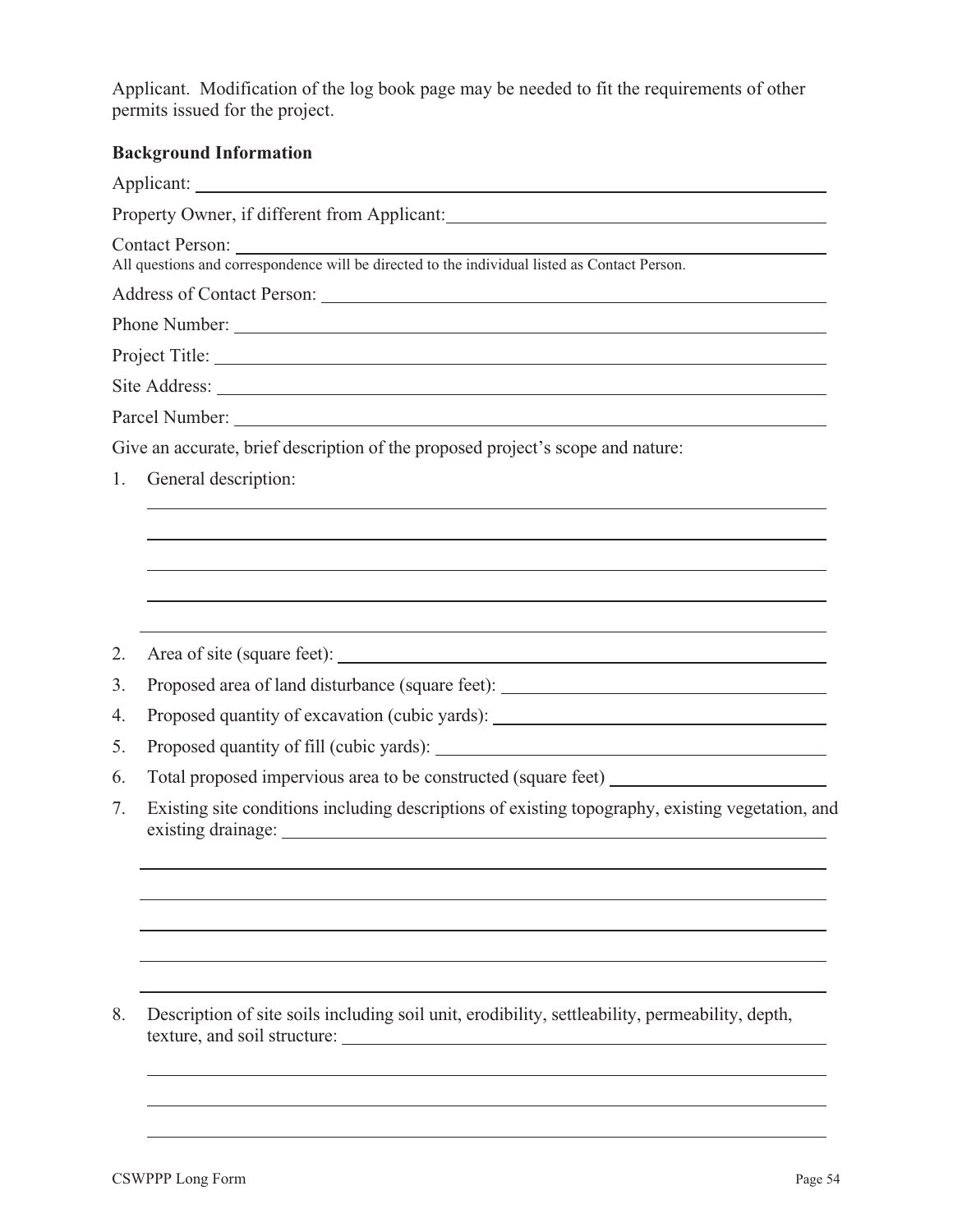Applicant. Modification of the log book page may be needed to fit the requirements of other permits issued for the project.

**Background Information**

Applicant: ______________________________________________

Property Owner, if different from Applicant: ______________________________________________

Contact Person: ______________________________________________
All questions and correspondence will be directed to the individual listed as Contact Person.

Address of Contact Person: ______________________________________________

Phone Number: ______________________________________________

Project Title: ______________________________________________

Site Address: ______________________________________________

Parcel Number: ______________________________________________

Give an accurate, brief description of the proposed project's scope and nature:

1. General description:
   ______________________________________________
   ______________________________________________
   ______________________________________________
   ______________________________________________
   ______________________________________________
2. Area of site (square feet): ______________________________________________
3. Proposed area of land disturbance (square feet): ______________________________________________
4. Proposed quantity of excavation (cubic yards): ______________________________________________
5. Proposed quantity of fill (cubic yards): ______________________________________________
6. Total proposed impervious area to be constructed (square feet) ______________________________________________
7. Existing site conditions including descriptions of existing topography, existing vegetation, and existing drainage: ______________________________________________
   ______________________________________________
   ______________________________________________
   ______________________________________________
   ______________________________________________
   ______________________________________________
8. Description of site soils including soil unit, erodibility, settleability, permeability, depth, texture, and soil structure: ______________________________________________
   ______________________________________________
   ______________________________________________
   ______________________________________________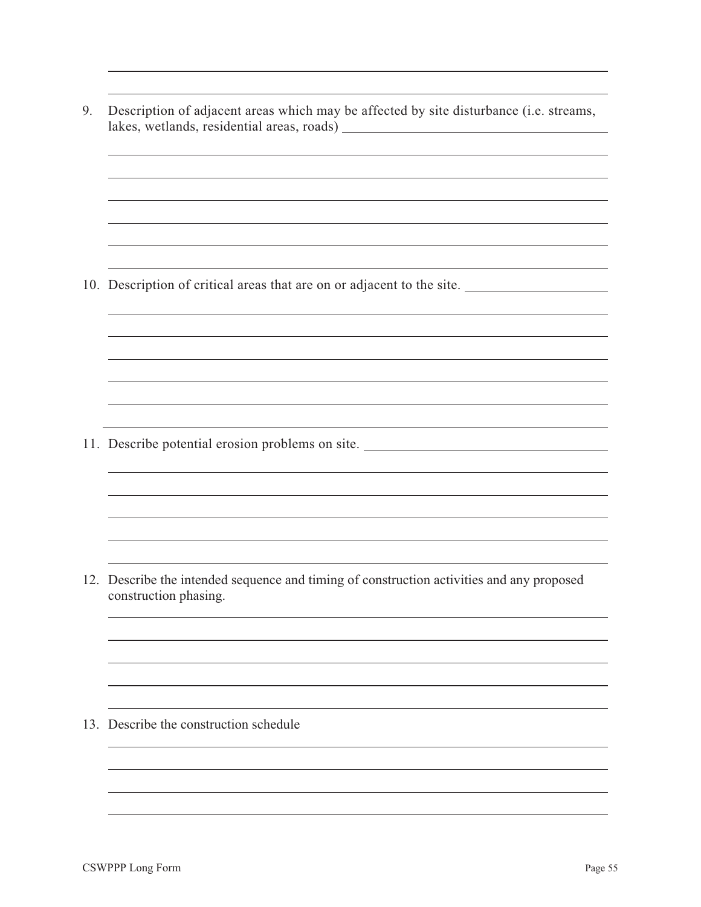9. Description of adjacent areas which may be affected by site disturbance (i.e. streams, lakes, wetlands, residential areas, roads)

10. Description of critical areas that are on or adjacent to the site.

11. Describe potential erosion problems on site.

12. Describe the intended sequence and timing of construction activities and any proposed construction phasing.

13. Describe the construction schedule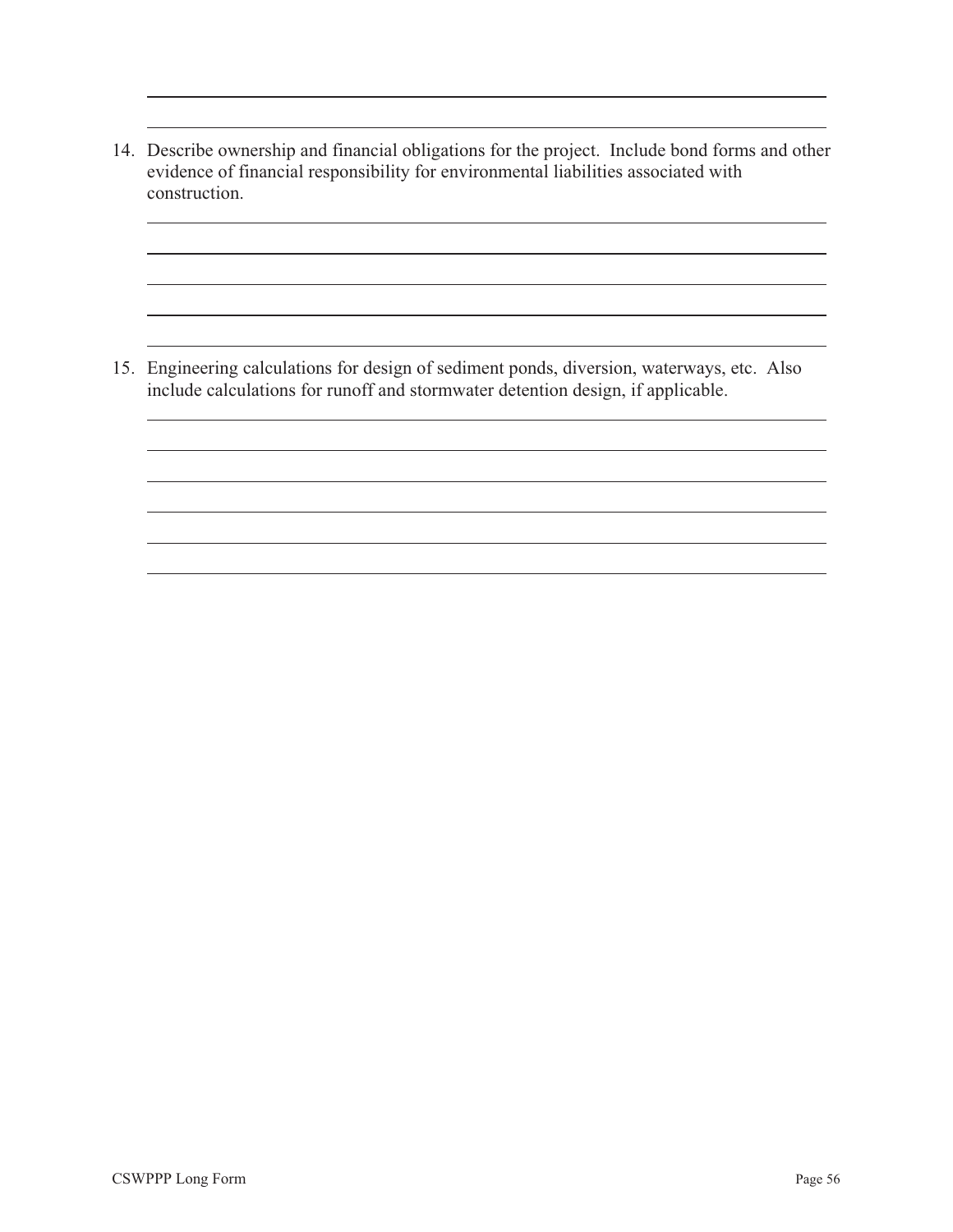14. Describe ownership and financial obligations for the project. Include bond forms and other evidence of financial responsibility for environmental liabilities associated with construction.

15. Engineering calculations for design of sediment ponds, diversion, waterways, etc. Also include calculations for runoff and stormwater detention design, if applicable.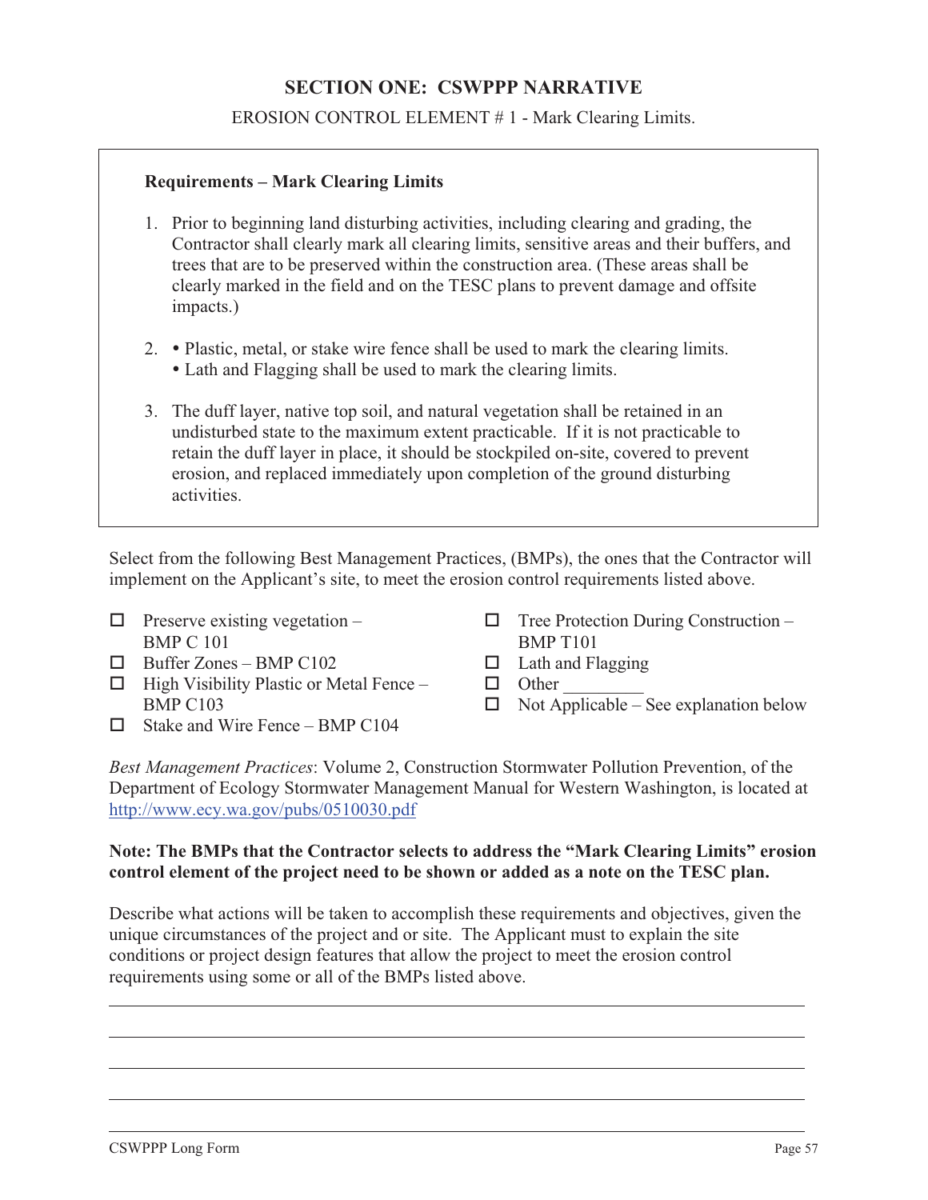## SECTION ONE: CSWPPP NARRATIVE

EROSION CONTROL ELEMENT # 1 - Mark Clearing Limits.

**Requirements – Mark Clearing Limits**

1. Prior to beginning land disturbing activities, including clearing and grading, the Contractor shall clearly mark all clearing limits, sensitive areas and their buffers, and trees that are to be preserved within the construction area. (These areas shall be clearly marked in the field and on the TESC plans to prevent damage and offsite impacts.)
2. • Plastic, metal, or stake wire fence shall be used to mark the clearing limits.
   • Lath and Flagging shall be used to mark the clearing limits.
3. The duff layer, native top soil, and natural vegetation shall be retained in an undisturbed state to the maximum extent practicable. If it is not practicable to retain the duff layer in place, it should be stockpiled on-site, covered to prevent erosion, and replaced immediately upon completion of the ground disturbing activities.

Select from the following Best Management Practices, (BMPs), the ones that the Contractor will implement on the Applicant's site, to meet the erosion control requirements listed above.

- ☐ Preserve existing vegetation – BMP C 101
- ☐ Buffer Zones – BMP C102
- ☐ High Visibility Plastic or Metal Fence – BMP C103
- ☐ Stake and Wire Fence – BMP C104
- ☐ Tree Protection During Construction – BMP T101
- ☐ Lath and Flagging
- ☐ Other _________
- ☐ Not Applicable – See explanation below

*Best Management Practices*: Volume 2, Construction Stormwater Pollution Prevention, of the Department of Ecology Stormwater Management Manual for Western Washington, is located at http://www.ecy.wa.gov/pubs/0510030.pdf

**Note: The BMPs that the Contractor selects to address the "Mark Clearing Limits" erosion control element of the project need to be shown or added as a note on the TESC plan.**

Describe what actions will be taken to accomplish these requirements and objectives, given the unique circumstances of the project and or site. The Applicant must to explain the site conditions or project design features that allow the project to meet the erosion control requirements using some or all of the BMPs listed above.

______________________________________________________________________________

______________________________________________________________________________

______________________________________________________________________________

______________________________________________________________________________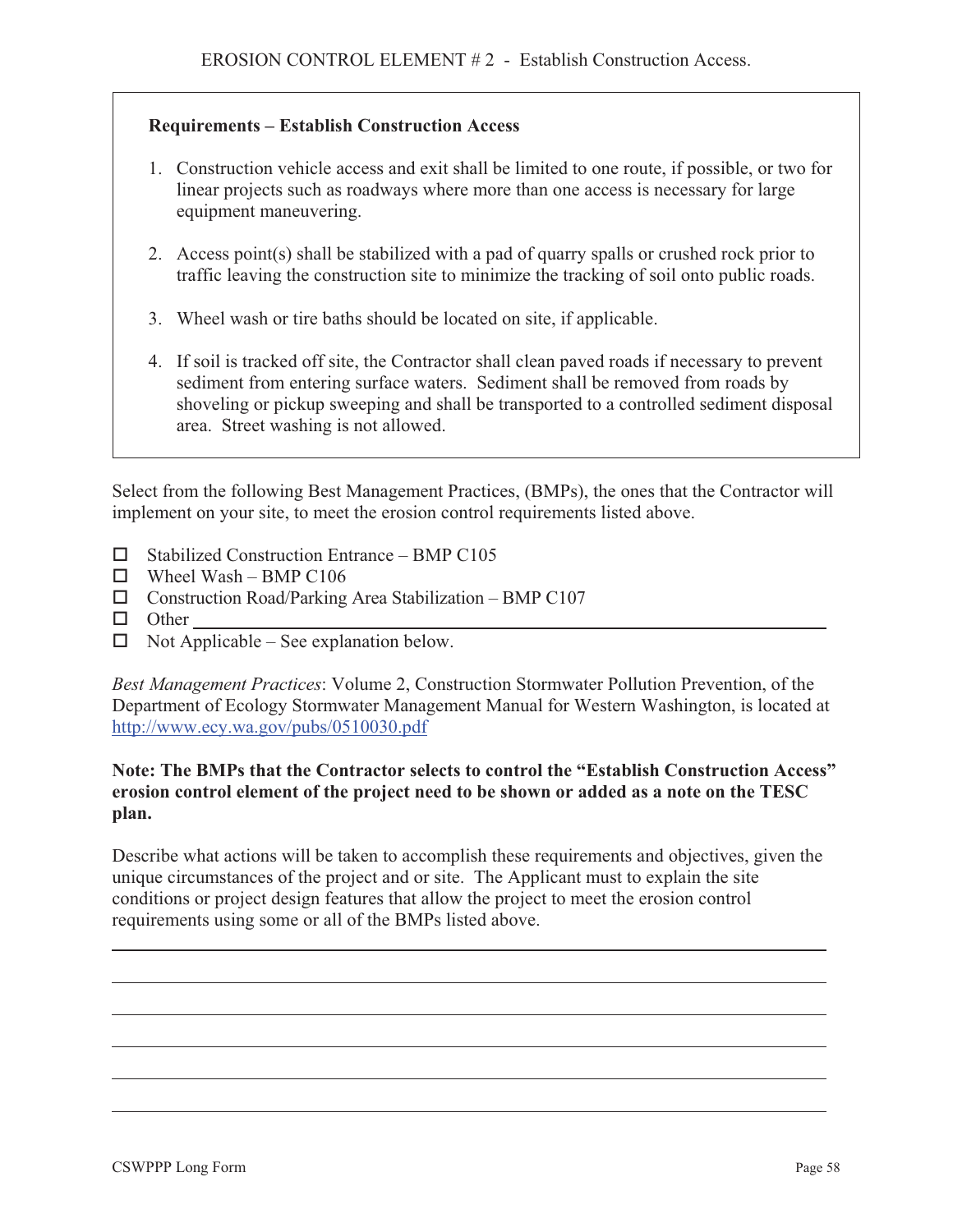## EROSION CONTROL ELEMENT # 2 - Establish Construction Access.

**Requirements – Establish Construction Access**

1. Construction vehicle access and exit shall be limited to one route, if possible, or two for linear projects such as roadways where more than one access is necessary for large equipment maneuvering.
2. Access point(s) shall be stabilized with a pad of quarry spalls or crushed rock prior to traffic leaving the construction site to minimize the tracking of soil onto public roads.
3. Wheel wash or tire baths should be located on site, if applicable.
4. If soil is tracked off site, the Contractor shall clean paved roads if necessary to prevent sediment from entering surface waters. Sediment shall be removed from roads by shoveling or pickup sweeping and shall be transported to a controlled sediment disposal area. Street washing is not allowed.

Select from the following Best Management Practices, (BMPs), the ones that the Contractor will implement on your site, to meet the erosion control requirements listed above.

- ☐ Stabilized Construction Entrance – BMP C105
- ☐ Wheel Wash – BMP C106
- ☐ Construction Road/Parking Area Stabilization – BMP C107
- ☐ Other ______________________________
- ☐ Not Applicable – See explanation below.

*Best Management Practices*: Volume 2, Construction Stormwater Pollution Prevention, of the Department of Ecology Stormwater Management Manual for Western Washington, is located at http://www.ecy.wa.gov/pubs/0510030.pdf

**Note: The BMPs that the Contractor selects to control the "Establish Construction Access" erosion control element of the project need to be shown or added as a note on the TESC plan.**

Describe what actions will be taken to accomplish these requirements and objectives, given the unique circumstances of the project and or site. The Applicant must to explain the site conditions or project design features that allow the project to meet the erosion control requirements using some or all of the BMPs listed above.

______________________________

______________________________

______________________________

______________________________

______________________________

______________________________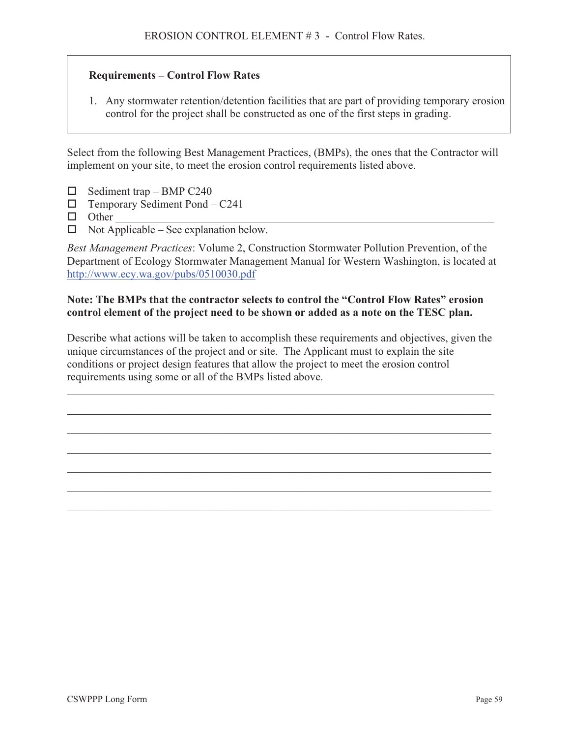# EROSION CONTROL ELEMENT # 3 - Control Flow Rates.

**Requirements – Control Flow Rates**

1. Any stormwater retention/detention facilities that are part of providing temporary erosion control for the project shall be constructed as one of the first steps in grading.

Select from the following Best Management Practices, (BMPs), the ones that the Contractor will implement on your site, to meet the erosion control requirements listed above.

- ☐ Sediment trap – BMP C240
- ☐ Temporary Sediment Pond – C241
- ☐ Other ___________________________________________________________________
- ☐ Not Applicable – See explanation below.

*Best Management Practices*: Volume 2, Construction Stormwater Pollution Prevention, of the Department of Ecology Stormwater Management Manual for Western Washington, is located at http://www.ecy.wa.gov/pubs/0510030.pdf

**Note: The BMPs that the contractor selects to control the "Control Flow Rates" erosion control element of the project need to be shown or added as a note on the TESC plan.**

Describe what actions will be taken to accomplish these requirements and objectives, given the unique circumstances of the project and or site. The Applicant must to explain the site conditions or project design features that allow the project to meet the erosion control requirements using some or all of the BMPs listed above.

_____________________________________________________________________________

_____________________________________________________________________________

_____________________________________________________________________________

_____________________________________________________________________________

_____________________________________________________________________________

_____________________________________________________________________________

_____________________________________________________________________________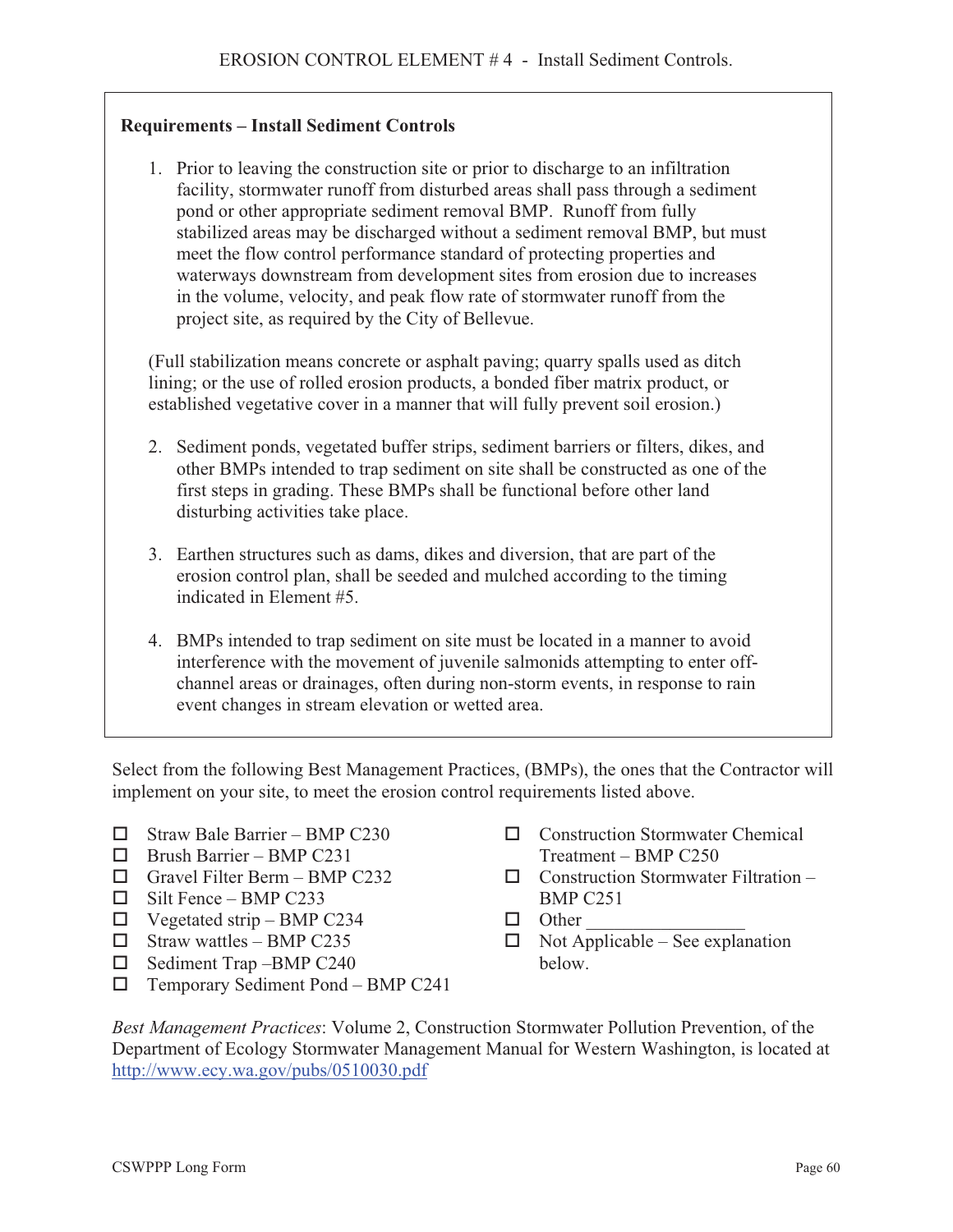# EROSION CONTROL ELEMENT # 4 - Install Sediment Controls.

**Requirements – Install Sediment Controls**

1. Prior to leaving the construction site or prior to discharge to an infiltration facility, stormwater runoff from disturbed areas shall pass through a sediment pond or other appropriate sediment removal BMP. Runoff from fully stabilized areas may be discharged without a sediment removal BMP, but must meet the flow control performance standard of protecting properties and waterways downstream from development sites from erosion due to increases in the volume, velocity, and peak flow rate of stormwater runoff from the project site, as required by the City of Bellevue.

(Full stabilization means concrete or asphalt paving; quarry spalls used as ditch lining; or the use of rolled erosion products, a bonded fiber matrix product, or established vegetative cover in a manner that will fully prevent soil erosion.)

2. Sediment ponds, vegetated buffer strips, sediment barriers or filters, dikes, and other BMPs intended to trap sediment on site shall be constructed as one of the first steps in grading. These BMPs shall be functional before other land disturbing activities take place.

3. Earthen structures such as dams, dikes and diversion, that are part of the erosion control plan, shall be seeded and mulched according to the timing indicated in Element #5.

4. BMPs intended to trap sediment on site must be located in a manner to avoid interference with the movement of juvenile salmonids attempting to enter off-channel areas or drainages, often during non-storm events, in response to rain event changes in stream elevation or wetted area.

Select from the following Best Management Practices, (BMPs), the ones that the Contractor will implement on your site, to meet the erosion control requirements listed above.

- ☐ Straw Bale Barrier – BMP C230
- ☐ Brush Barrier – BMP C231
- ☐ Gravel Filter Berm – BMP C232
- ☐ Silt Fence – BMP C233
- ☐ Vegetated strip – BMP C234
- ☐ Straw wattles – BMP C235
- ☐ Sediment Trap –BMP C240
- ☐ Temporary Sediment Pond – BMP C241
- ☐ Construction Stormwater Chemical Treatment – BMP C250
- ☐ Construction Stormwater Filtration – BMP C251
- ☐ Other ________________
- ☐ Not Applicable – See explanation below.

*Best Management Practices*: Volume 2, Construction Stormwater Pollution Prevention, of the Department of Ecology Stormwater Management Manual for Western Washington, is located at http://www.ecy.wa.gov/pubs/0510030.pdf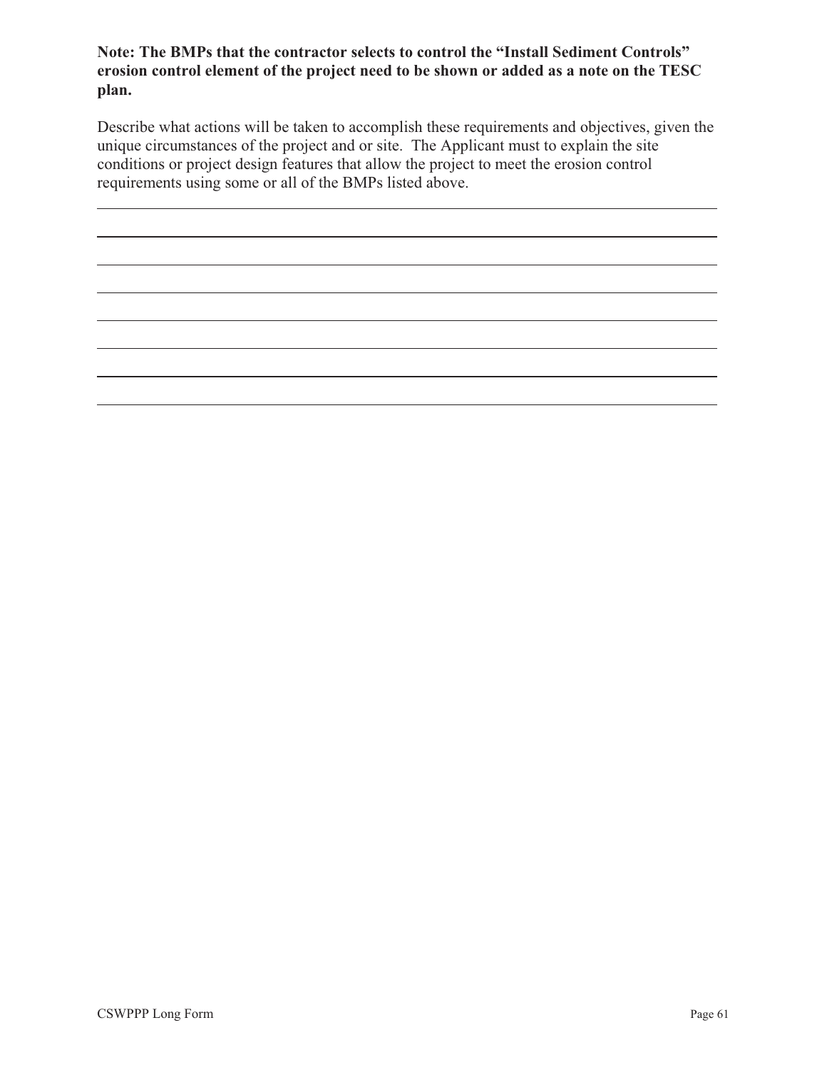**Note: The BMPs that the contractor selects to control the "Install Sediment Controls" erosion control element of the project need to be shown or added as a note on the TESC plan.**

Describe what actions will be taken to accomplish these requirements and objectives, given the unique circumstances of the project and or site. The Applicant must to explain the site conditions or project design features that allow the project to meet the erosion control requirements using some or all of the BMPs listed above.

---

---

---

---

---

---

---

---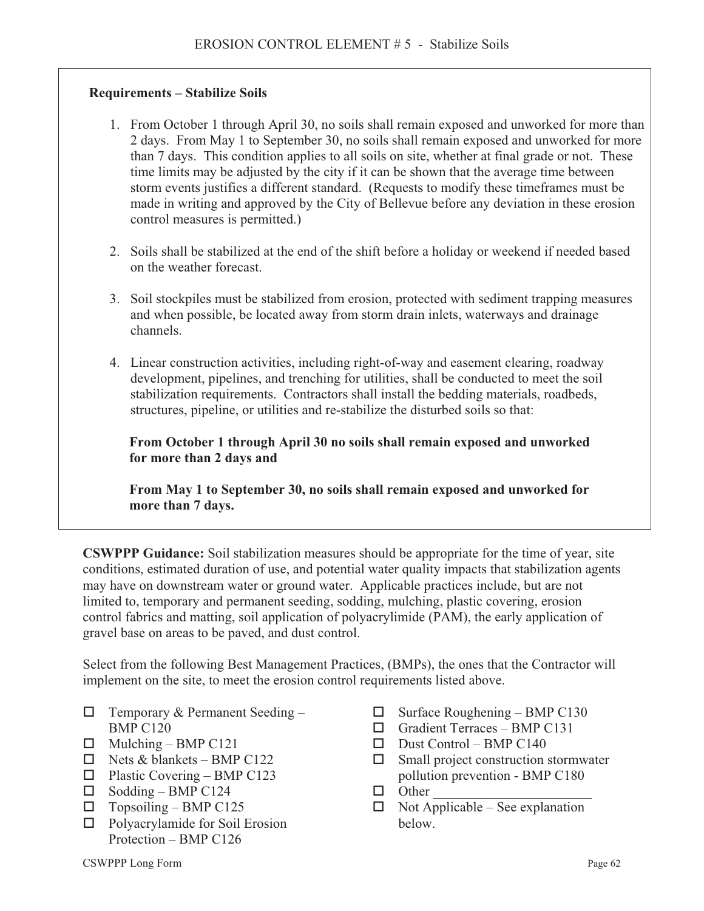# EROSION CONTROL ELEMENT # 5 - Stabilize Soils

**Requirements – Stabilize Soils**

1. From October 1 through April 30, no soils shall remain exposed and unworked for more than 2 days. From May 1 to September 30, no soils shall remain exposed and unworked for more than 7 days. This condition applies to all soils on site, whether at final grade or not. These time limits may be adjusted by the city if it can be shown that the average time between storm events justifies a different standard. (Requests to modify these timeframes must be made in writing and approved by the City of Bellevue before any deviation in these erosion control measures is permitted.)

2. Soils shall be stabilized at the end of the shift before a holiday or weekend if needed based on the weather forecast.

3. Soil stockpiles must be stabilized from erosion, protected with sediment trapping measures and when possible, be located away from storm drain inlets, waterways and drainage channels.

4. Linear construction activities, including right-of-way and easement clearing, roadway development, pipelines, and trenching for utilities, shall be conducted to meet the soil stabilization requirements. Contractors shall install the bedding materials, roadbeds, structures, pipeline, or utilities and re-stabilize the disturbed soils so that:

   **From October 1 through April 30 no soils shall remain exposed and unworked for more than 2 days and**

   **From May 1 to September 30, no soils shall remain exposed and unworked for more than 7 days.**

**CSWPPP Guidance:** Soil stabilization measures should be appropriate for the time of year, site conditions, estimated duration of use, and potential water quality impacts that stabilization agents may have on downstream water or ground water. Applicable practices include, but are not limited to, temporary and permanent seeding, sodding, mulching, plastic covering, erosion control fabrics and matting, soil application of polyacrylimide (PAM), the early application of gravel base on areas to be paved, and dust control.

Select from the following Best Management Practices, (BMPs), the ones that the Contractor will implement on the site, to meet the erosion control requirements listed above.

- ☐ Temporary & Permanent Seeding – BMP C120
- ☐ Mulching – BMP C121
- ☐ Nets & blankets – BMP C122
- ☐ Plastic Covering – BMP C123
- ☐ Sodding – BMP C124
- ☐ Topsoiling – BMP C125
- ☐ Polyacrylamide for Soil Erosion Protection – BMP C126
- ☐ Surface Roughening – BMP C130
- ☐ Gradient Terraces – BMP C131
- ☐ Dust Control – BMP C140
- ☐ Small project construction stormwater pollution prevention - BMP C180
- ☐ Other ________________________
- ☐ Not Applicable – See explanation below.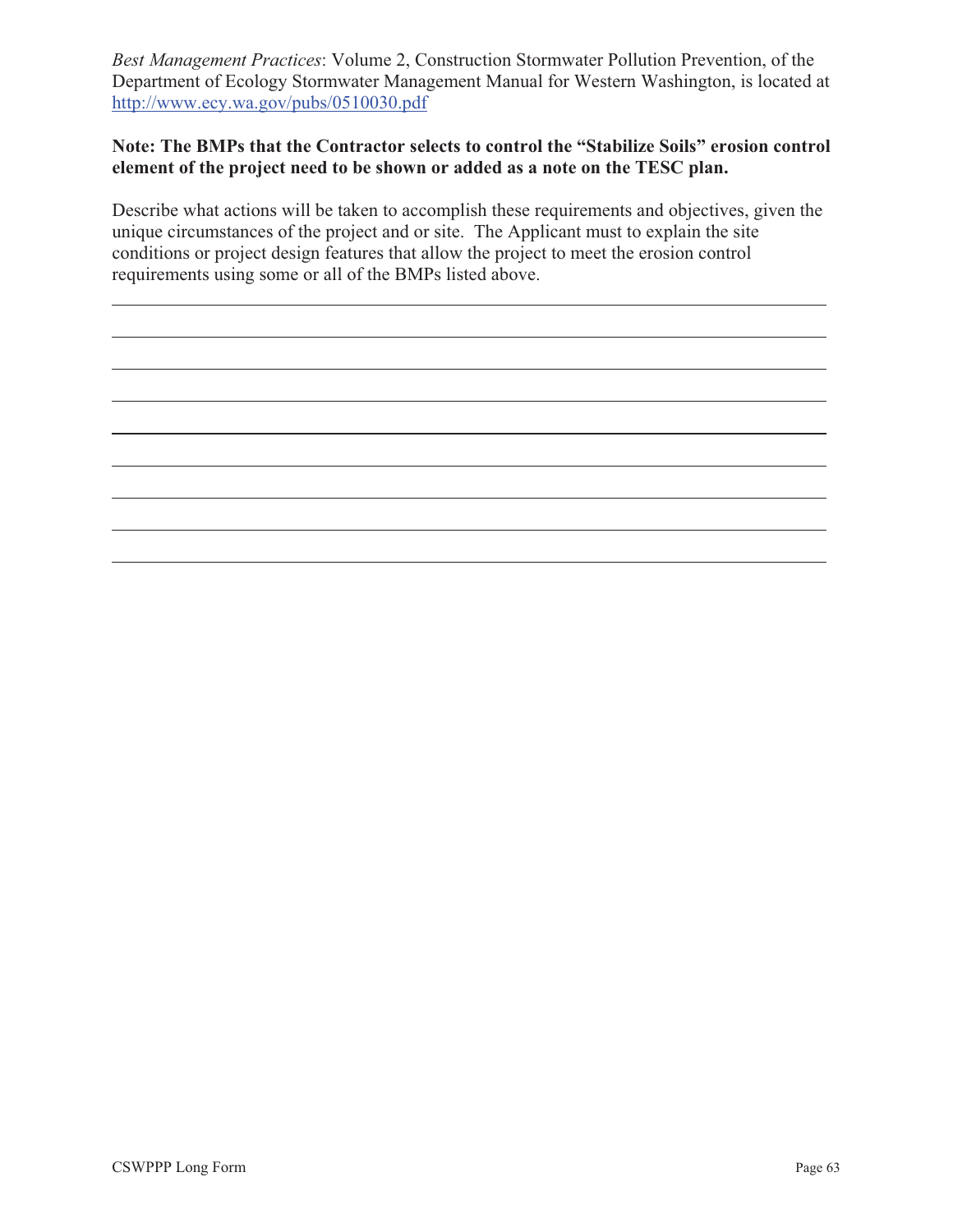*Best Management Practices*: Volume 2, Construction Stormwater Pollution Prevention, of the Department of Ecology Stormwater Management Manual for Western Washington, is located at http://www.ecy.wa.gov/pubs/0510030.pdf

**Note: The BMPs that the Contractor selects to control the "Stabilize Soils" erosion control element of the project need to be shown or added as a note on the TESC plan.**

Describe what actions will be taken to accomplish these requirements and objectives, given the unique circumstances of the project and or site. The Applicant must to explain the site conditions or project design features that allow the project to meet the erosion control requirements using some or all of the BMPs listed above.

_______________________________________________________________________________

_______________________________________________________________________________

_______________________________________________________________________________

_______________________________________________________________________________

_______________________________________________________________________________

_______________________________________________________________________________

_______________________________________________________________________________

_______________________________________________________________________________

_______________________________________________________________________________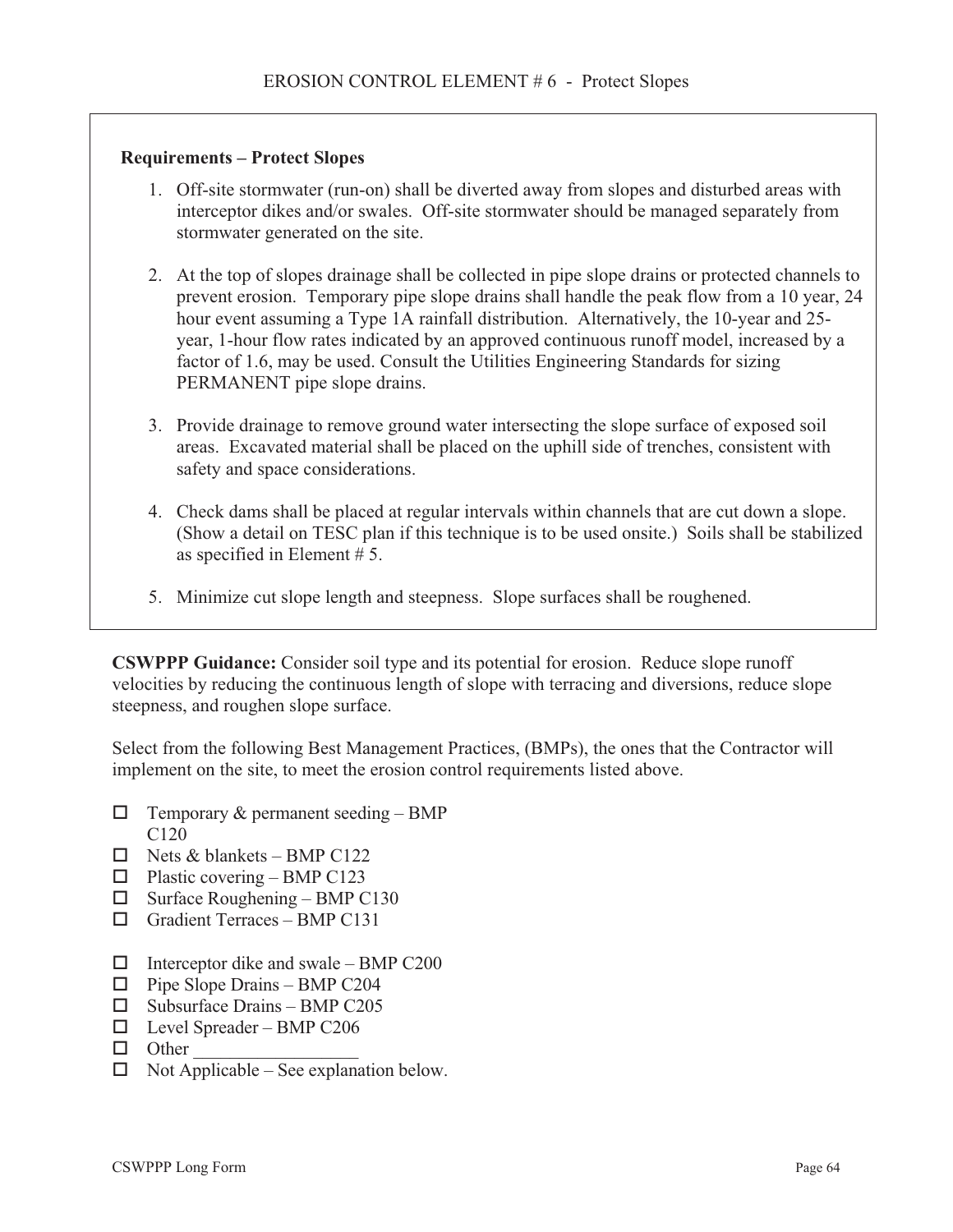# EROSION CONTROL ELEMENT # 6 - Protect Slopes

**Requirements – Protect Slopes**

1. Off-site stormwater (run-on) shall be diverted away from slopes and disturbed areas with interceptor dikes and/or swales. Off-site stormwater should be managed separately from stormwater generated on the site.

2. At the top of slopes drainage shall be collected in pipe slope drains or protected channels to prevent erosion. Temporary pipe slope drains shall handle the peak flow from a 10 year, 24 hour event assuming a Type 1A rainfall distribution. Alternatively, the 10-year and 25-year, 1-hour flow rates indicated by an approved continuous runoff model, increased by a factor of 1.6, may be used. Consult the Utilities Engineering Standards for sizing PERMANENT pipe slope drains.

3. Provide drainage to remove ground water intersecting the slope surface of exposed soil areas. Excavated material shall be placed on the uphill side of trenches, consistent with safety and space considerations.

4. Check dams shall be placed at regular intervals within channels that are cut down a slope. (Show a detail on TESC plan if this technique is to be used onsite.) Soils shall be stabilized as specified in Element # 5.

5. Minimize cut slope length and steepness. Slope surfaces shall be roughened.

**CSWPPP Guidance:** Consider soil type and its potential for erosion. Reduce slope runoff velocities by reducing the continuous length of slope with terracing and diversions, reduce slope steepness, and roughen slope surface.

Select from the following Best Management Practices, (BMPs), the ones that the Contractor will implement on the site, to meet the erosion control requirements listed above.

- ☐ Temporary & permanent seeding – BMP C120
- ☐ Nets & blankets – BMP C122
- ☐ Plastic covering – BMP C123
- ☐ Surface Roughening – BMP C130
- ☐ Gradient Terraces – BMP C131

- ☐ Interceptor dike and swale – BMP C200
- ☐ Pipe Slope Drains – BMP C204
- ☐ Subsurface Drains – BMP C205
- ☐ Level Spreader – BMP C206
- ☐ Other ___________________
- ☐ Not Applicable – See explanation below.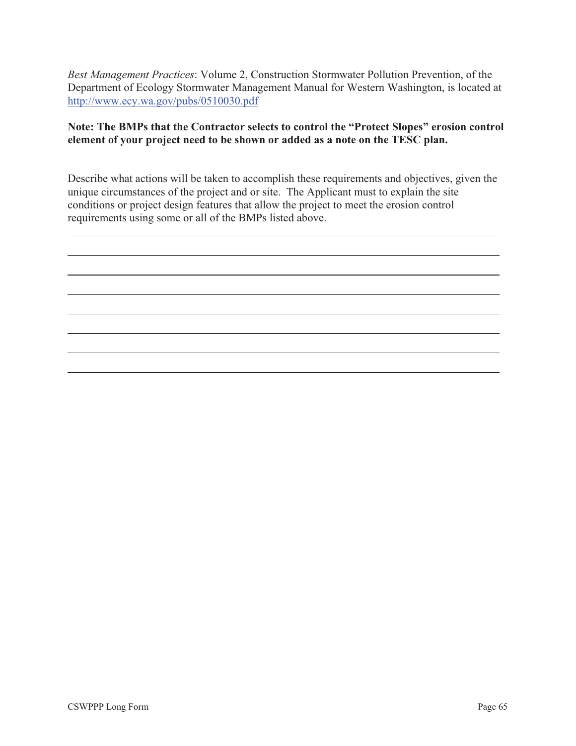*Best Management Practices*: Volume 2, Construction Stormwater Pollution Prevention, of the Department of Ecology Stormwater Management Manual for Western Washington, is located at http://www.ecy.wa.gov/pubs/0510030.pdf

**Note: The BMPs that the Contractor selects to control the "Protect Slopes" erosion control element of your project need to be shown or added as a note on the TESC plan.**

Describe what actions will be taken to accomplish these requirements and objectives, given the unique circumstances of the project and or site. The Applicant must to explain the site conditions or project design features that allow the project to meet the erosion control requirements using some or all of the BMPs listed above.

\_\_\_\_\_\_\_\_\_\_\_\_\_\_\_\_\_\_\_\_\_\_\_\_\_\_\_\_\_\_\_\_\_\_\_\_\_\_\_\_\_\_\_\_\_\_\_\_\_\_\_\_\_\_\_\_\_\_\_\_\_\_\_\_\_\_\_\_\_\_\_\_\_\_\_\_

\_\_\_\_\_\_\_\_\_\_\_\_\_\_\_\_\_\_\_\_\_\_\_\_\_\_\_\_\_\_\_\_\_\_\_\_\_\_\_\_\_\_\_\_\_\_\_\_\_\_\_\_\_\_\_\_\_\_\_\_\_\_\_\_\_\_\_\_\_\_\_\_\_\_\_\_

\_\_\_\_\_\_\_\_\_\_\_\_\_\_\_\_\_\_\_\_\_\_\_\_\_\_\_\_\_\_\_\_\_\_\_\_\_\_\_\_\_\_\_\_\_\_\_\_\_\_\_\_\_\_\_\_\_\_\_\_\_\_\_\_\_\_\_\_\_\_\_\_\_\_\_\_

\_\_\_\_\_\_\_\_\_\_\_\_\_\_\_\_\_\_\_\_\_\_\_\_\_\_\_\_\_\_\_\_\_\_\_\_\_\_\_\_\_\_\_\_\_\_\_\_\_\_\_\_\_\_\_\_\_\_\_\_\_\_\_\_\_\_\_\_\_\_\_\_\_\_\_\_

\_\_\_\_\_\_\_\_\_\_\_\_\_\_\_\_\_\_\_\_\_\_\_\_\_\_\_\_\_\_\_\_\_\_\_\_\_\_\_\_\_\_\_\_\_\_\_\_\_\_\_\_\_\_\_\_\_\_\_\_\_\_\_\_\_\_\_\_\_\_\_\_\_\_\_\_

\_\_\_\_\_\_\_\_\_\_\_\_\_\_\_\_\_\_\_\_\_\_\_\_\_\_\_\_\_\_\_\_\_\_\_\_\_\_\_\_\_\_\_\_\_\_\_\_\_\_\_\_\_\_\_\_\_\_\_\_\_\_\_\_\_\_\_\_\_\_\_\_\_\_\_\_

\_\_\_\_\_\_\_\_\_\_\_\_\_\_\_\_\_\_\_\_\_\_\_\_\_\_\_\_\_\_\_\_\_\_\_\_\_\_\_\_\_\_\_\_\_\_\_\_\_\_\_\_\_\_\_\_\_\_\_\_\_\_\_\_\_\_\_\_\_\_\_\_\_\_\_\_

\_\_\_\_\_\_\_\_\_\_\_\_\_\_\_\_\_\_\_\_\_\_\_\_\_\_\_\_\_\_\_\_\_\_\_\_\_\_\_\_\_\_\_\_\_\_\_\_\_\_\_\_\_\_\_\_\_\_\_\_\_\_\_\_\_\_\_\_\_\_\_\_\_\_\_\_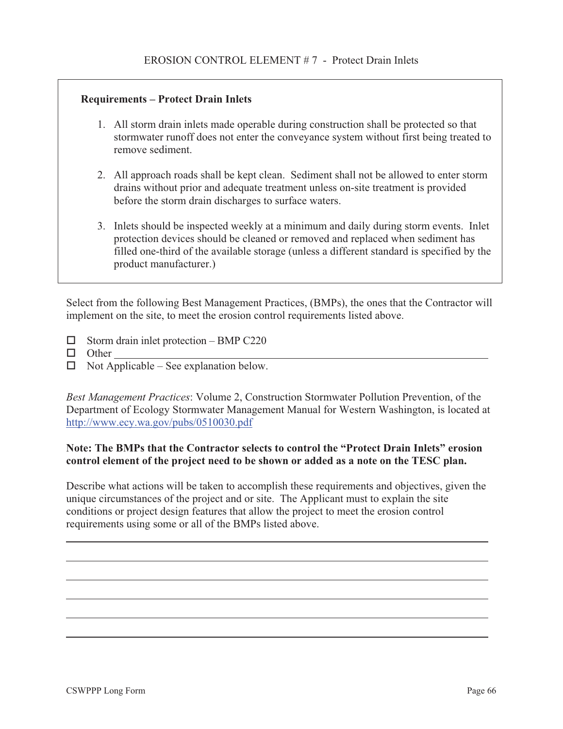## EROSION CONTROL ELEMENT # 7 - Protect Drain Inlets

**Requirements – Protect Drain Inlets**

1. All storm drain inlets made operable during construction shall be protected so that stormwater runoff does not enter the conveyance system without first being treated to remove sediment.

2. All approach roads shall be kept clean. Sediment shall not be allowed to enter storm drains without prior and adequate treatment unless on-site treatment is provided before the storm drain discharges to surface waters.

3. Inlets should be inspected weekly at a minimum and daily during storm events. Inlet protection devices should be cleaned or removed and replaced when sediment has filled one-third of the available storage (unless a different standard is specified by the product manufacturer.)

Select from the following Best Management Practices, (BMPs), the ones that the Contractor will implement on the site, to meet the erosion control requirements listed above.

- ☐ Storm drain inlet protection – BMP C220
- ☐ Other ____________________________________________
- ☐ Not Applicable – See explanation below.

*Best Management Practices*: Volume 2, Construction Stormwater Pollution Prevention, of the Department of Ecology Stormwater Management Manual for Western Washington, is located at http://www.ecy.wa.gov/pubs/0510030.pdf

**Note: The BMPs that the Contractor selects to control the "Protect Drain Inlets" erosion control element of the project need to be shown or added as a note on the TESC plan.**

Describe what actions will be taken to accomplish these requirements and objectives, given the unique circumstances of the project and or site. The Applicant must to explain the site conditions or project design features that allow the project to meet the erosion control requirements using some or all of the BMPs listed above.

______________________________________________________________________

______________________________________________________________________

______________________________________________________________________

______________________________________________________________________

______________________________________________________________________

______________________________________________________________________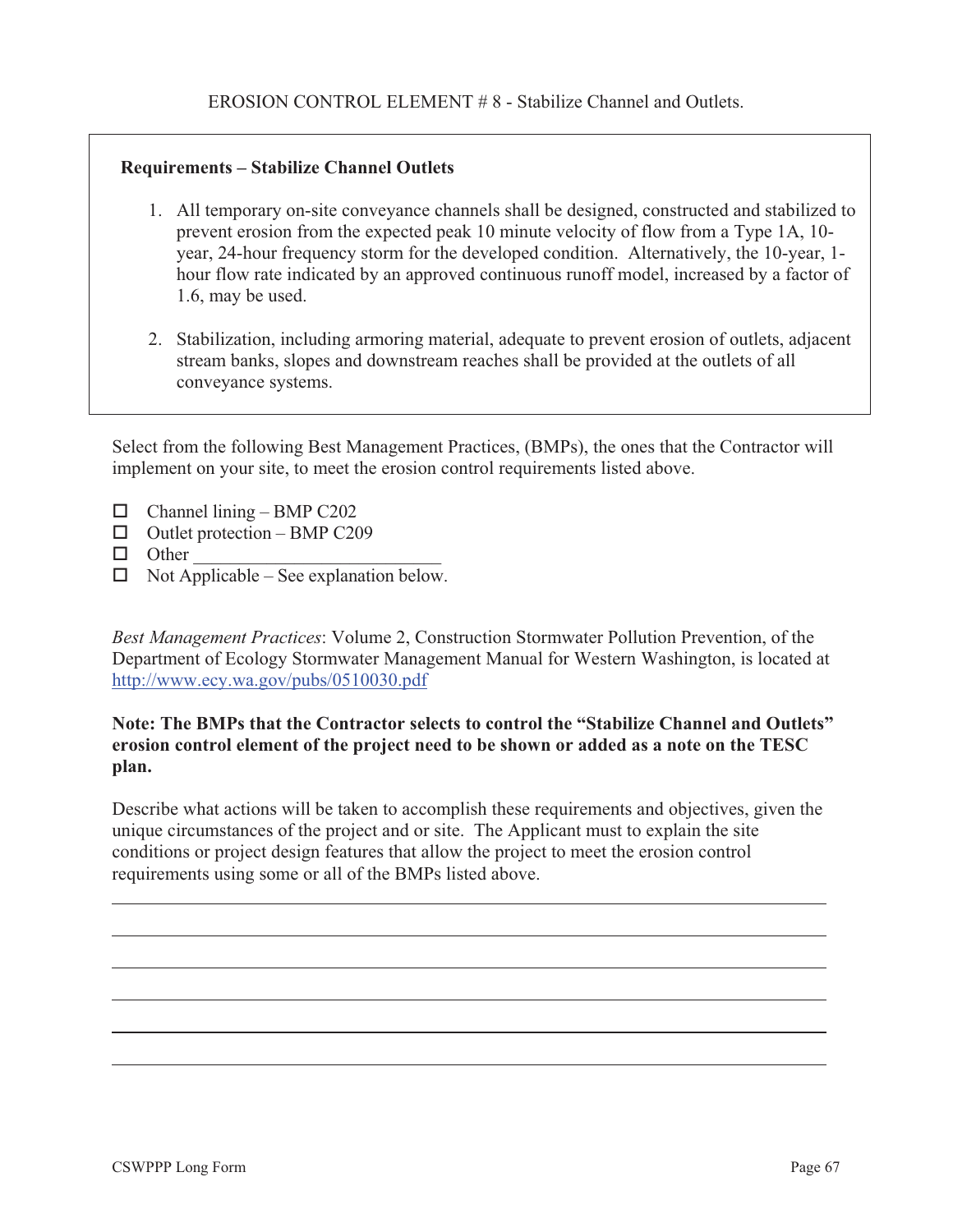## EROSION CONTROL ELEMENT # 8 - Stabilize Channel and Outlets.

**Requirements – Stabilize Channel Outlets**

1. All temporary on-site conveyance channels shall be designed, constructed and stabilized to prevent erosion from the expected peak 10 minute velocity of flow from a Type 1A, 10-year, 24-hour frequency storm for the developed condition. Alternatively, the 10-year, 1-hour flow rate indicated by an approved continuous runoff model, increased by a factor of 1.6, may be used.
2. Stabilization, including armoring material, adequate to prevent erosion of outlets, adjacent stream banks, slopes and downstream reaches shall be provided at the outlets of all conveyance systems.

Select from the following Best Management Practices, (BMPs), the ones that the Contractor will implement on your site, to meet the erosion control requirements listed above.

- ☐ Channel lining – BMP C202
- ☐ Outlet protection – BMP C209
- ☐ Other ___________________________
- ☐ Not Applicable – See explanation below.

*Best Management Practices*: Volume 2, Construction Stormwater Pollution Prevention, of the Department of Ecology Stormwater Management Manual for Western Washington, is located at http://www.ecy.wa.gov/pubs/0510030.pdf

**Note: The BMPs that the Contractor selects to control the "Stabilize Channel and Outlets" erosion control element of the project need to be shown or added as a note on the TESC plan.**

Describe what actions will be taken to accomplish these requirements and objectives, given the unique circumstances of the project and or site. The Applicant must to explain the site conditions or project design features that allow the project to meet the erosion control requirements using some or all of the BMPs listed above.

______________________________________________________________________________

______________________________________________________________________________

______________________________________________________________________________

______________________________________________________________________________

______________________________________________________________________________

______________________________________________________________________________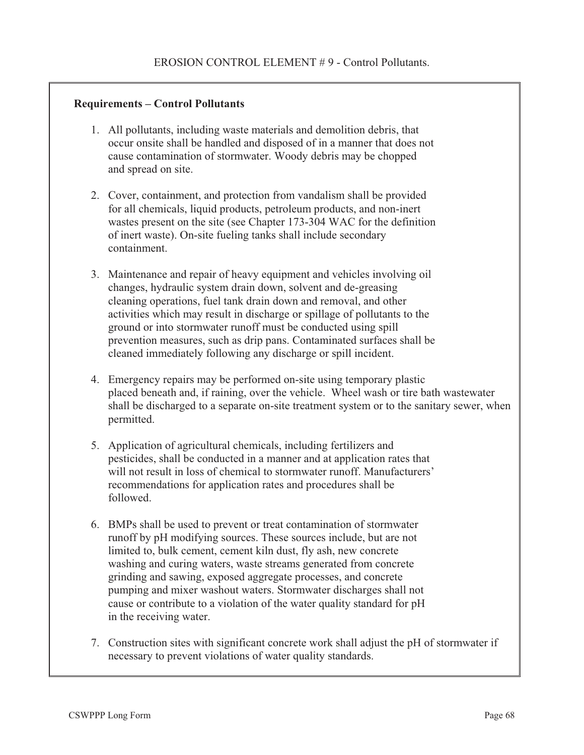# EROSION CONTROL ELEMENT # 9 - Control Pollutants.

**Requirements – Control Pollutants**

1. All pollutants, including waste materials and demolition debris, that occur onsite shall be handled and disposed of in a manner that does not cause contamination of stormwater. Woody debris may be chopped and spread on site.

2. Cover, containment, and protection from vandalism shall be provided for all chemicals, liquid products, petroleum products, and non-inert wastes present on the site (see Chapter 173-304 WAC for the definition of inert waste). On-site fueling tanks shall include secondary containment.

3. Maintenance and repair of heavy equipment and vehicles involving oil changes, hydraulic system drain down, solvent and de-greasing cleaning operations, fuel tank drain down and removal, and other activities which may result in discharge or spillage of pollutants to the ground or into stormwater runoff must be conducted using spill prevention measures, such as drip pans. Contaminated surfaces shall be cleaned immediately following any discharge or spill incident.

4. Emergency repairs may be performed on-site using temporary plastic placed beneath and, if raining, over the vehicle. Wheel wash or tire bath wastewater shall be discharged to a separate on-site treatment system or to the sanitary sewer, when permitted.

5. Application of agricultural chemicals, including fertilizers and pesticides, shall be conducted in a manner and at application rates that will not result in loss of chemical to stormwater runoff. Manufacturers' recommendations for application rates and procedures shall be followed.

6. BMPs shall be used to prevent or treat contamination of stormwater runoff by pH modifying sources. These sources include, but are not limited to, bulk cement, cement kiln dust, fly ash, new concrete washing and curing waters, waste streams generated from concrete grinding and sawing, exposed aggregate processes, and concrete pumping and mixer washout waters. Stormwater discharges shall not cause or contribute to a violation of the water quality standard for pH in the receiving water.

7. Construction sites with significant concrete work shall adjust the pH of stormwater if necessary to prevent violations of water quality standards.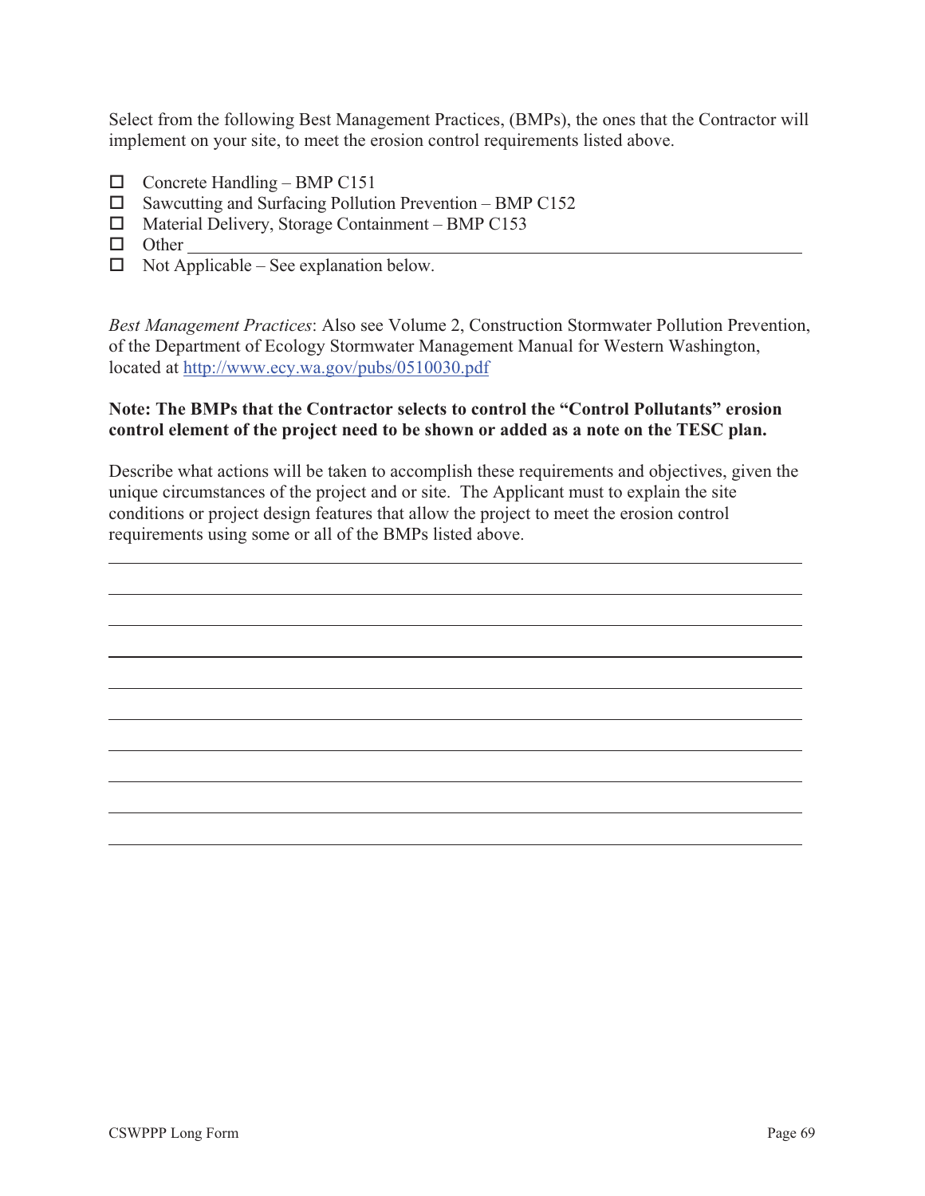Select from the following Best Management Practices, (BMPs), the ones that the Contractor will implement on your site, to meet the erosion control requirements listed above.

- ☐ Concrete Handling – BMP C151
- ☐ Sawcutting and Surfacing Pollution Prevention – BMP C152
- ☐ Material Delivery, Storage Containment – BMP C153
- ☐ Other ____________________________________________________________
- ☐ Not Applicable – See explanation below.

*Best Management Practices*: Also see Volume 2, Construction Stormwater Pollution Prevention, of the Department of Ecology Stormwater Management Manual for Western Washington, located at [http://www.ecy.wa.gov/pubs/0510030.pdf](http://www.ecy.wa.gov/pubs/0510030.pdf)

**Note: The BMPs that the Contractor selects to control the "Control Pollutants" erosion control element of the project need to be shown or added as a note on the TESC plan.**

Describe what actions will be taken to accomplish these requirements and objectives, given the unique circumstances of the project and or site. The Applicant must to explain the site conditions or project design features that allow the project to meet the erosion control requirements using some or all of the BMPs listed above.

______________________________________________________________________________

______________________________________________________________________________

______________________________________________________________________________

______________________________________________________________________________

______________________________________________________________________________

______________________________________________________________________________

______________________________________________________________________________

______________________________________________________________________________

______________________________________________________________________________

______________________________________________________________________________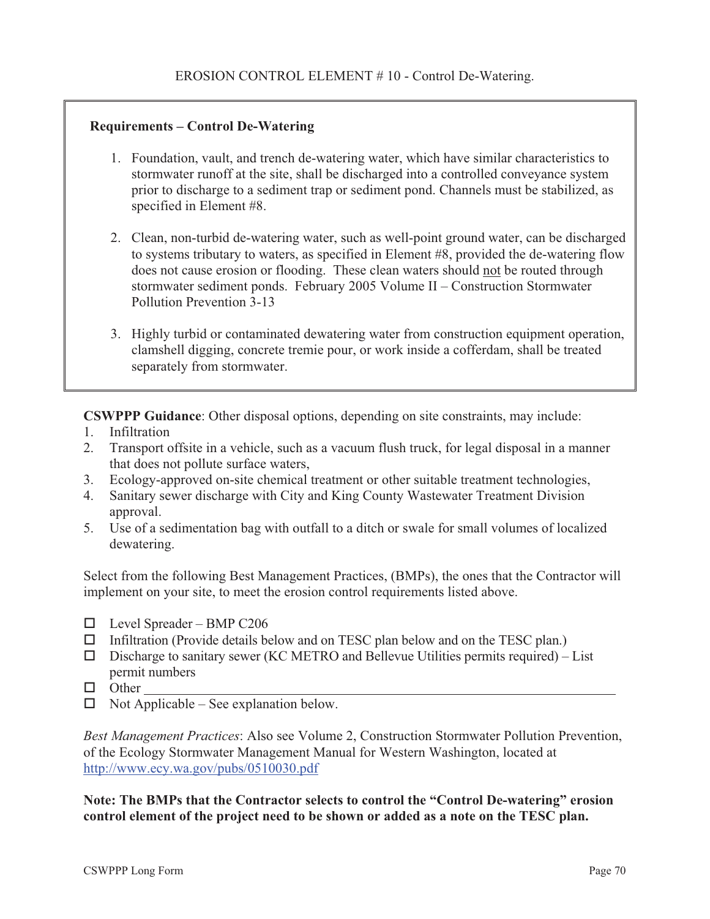EROSION CONTROL ELEMENT # 10 - Control De-Watering.

**Requirements – Control De-Watering**

1. Foundation, vault, and trench de-watering water, which have similar characteristics to stormwater runoff at the site, shall be discharged into a controlled conveyance system prior to discharge to a sediment trap or sediment pond. Channels must be stabilized, as specified in Element #8.

2. Clean, non-turbid de-watering water, such as well-point ground water, can be discharged to systems tributary to waters, as specified in Element #8, provided the de-watering flow does not cause erosion or flooding. These clean waters should not be routed through stormwater sediment ponds. February 2005 Volume II – Construction Stormwater Pollution Prevention 3-13

3. Highly turbid or contaminated dewatering water from construction equipment operation, clamshell digging, concrete tremie pour, or work inside a cofferdam, shall be treated separately from stormwater.

**CSWPPP Guidance**: Other disposal options, depending on site constraints, may include:

1. Infiltration
2. Transport offsite in a vehicle, such as a vacuum flush truck, for legal disposal in a manner that does not pollute surface waters,
3. Ecology-approved on-site chemical treatment or other suitable treatment technologies,
4. Sanitary sewer discharge with City and King County Wastewater Treatment Division approval.
5. Use of a sedimentation bag with outfall to a ditch or swale for small volumes of localized dewatering.

Select from the following Best Management Practices, (BMPs), the ones that the Contractor will implement on your site, to meet the erosion control requirements listed above.

- ☐ Level Spreader – BMP C206
- ☐ Infiltration (Provide details below and on TESC plan below and on the TESC plan.)
- ☐ Discharge to sanitary sewer (KC METRO and Bellevue Utilities permits required) – List permit numbers
- ☐ Other ___________________________________________________________________
- ☐ Not Applicable – See explanation below.

*Best Management Practices*: Also see Volume 2, Construction Stormwater Pollution Prevention, of the Ecology Stormwater Management Manual for Western Washington, located at http://www.ecy.wa.gov/pubs/0510030.pdf

**Note: The BMPs that the Contractor selects to control the "Control De-watering" erosion control element of the project need to be shown or added as a note on the TESC plan.**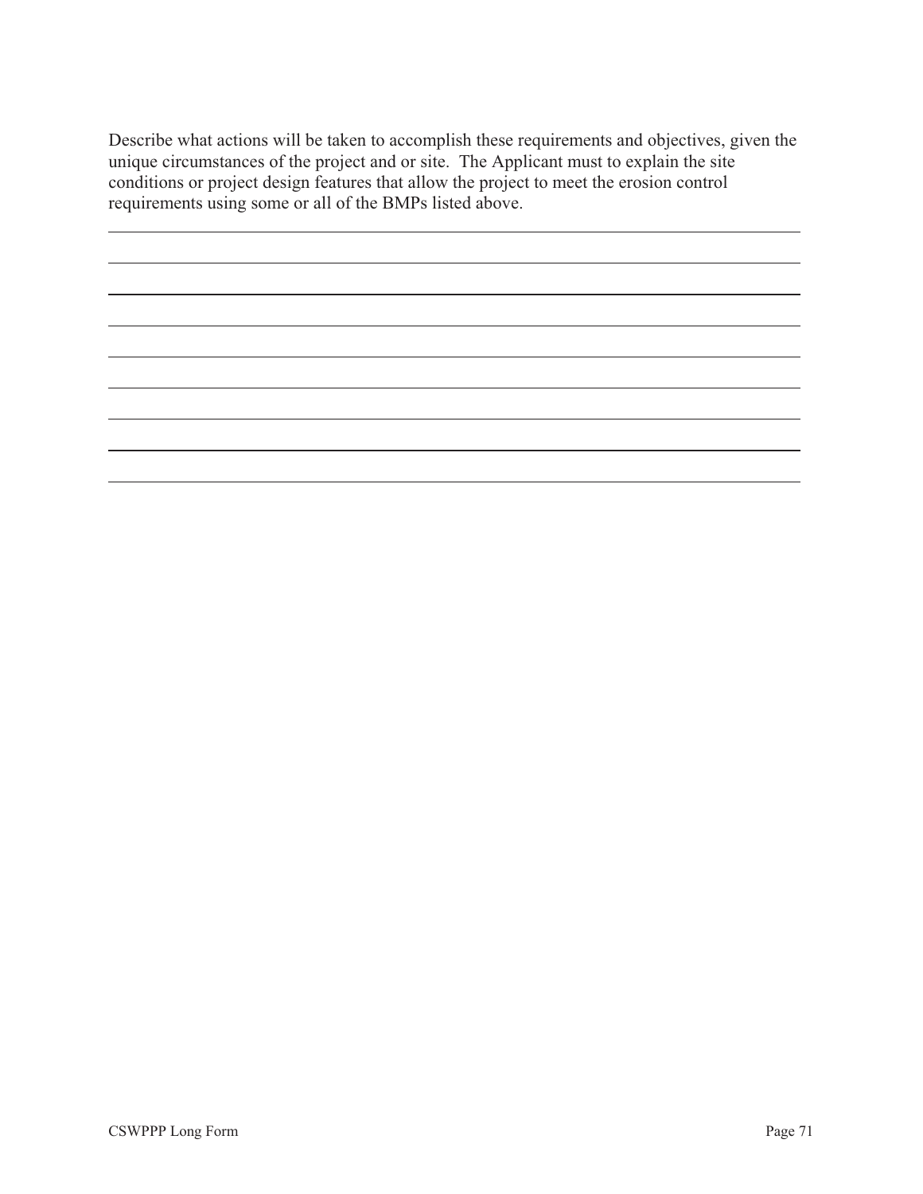Describe what actions will be taken to accomplish these requirements and objectives, given the unique circumstances of the project and or site. The Applicant must to explain the site conditions or project design features that allow the project to meet the erosion control requirements using some or all of the BMPs listed above.

\_\_\_\_\_\_\_\_\_\_\_\_\_\_\_\_\_\_\_\_\_\_\_\_\_\_\_\_\_\_\_\_\_\_\_\_\_\_\_\_\_\_\_\_\_\_\_\_\_\_\_\_\_\_\_\_\_\_\_\_\_\_\_\_\_\_\_\_\_\_\_\_\_\_\_\_\_\_

\_\_\_\_\_\_\_\_\_\_\_\_\_\_\_\_\_\_\_\_\_\_\_\_\_\_\_\_\_\_\_\_\_\_\_\_\_\_\_\_\_\_\_\_\_\_\_\_\_\_\_\_\_\_\_\_\_\_\_\_\_\_\_\_\_\_\_\_\_\_\_\_\_\_\_\_\_\_

\_\_\_\_\_\_\_\_\_\_\_\_\_\_\_\_\_\_\_\_\_\_\_\_\_\_\_\_\_\_\_\_\_\_\_\_\_\_\_\_\_\_\_\_\_\_\_\_\_\_\_\_\_\_\_\_\_\_\_\_\_\_\_\_\_\_\_\_\_\_\_\_\_\_\_\_\_\_

\_\_\_\_\_\_\_\_\_\_\_\_\_\_\_\_\_\_\_\_\_\_\_\_\_\_\_\_\_\_\_\_\_\_\_\_\_\_\_\_\_\_\_\_\_\_\_\_\_\_\_\_\_\_\_\_\_\_\_\_\_\_\_\_\_\_\_\_\_\_\_\_\_\_\_\_\_\_

\_\_\_\_\_\_\_\_\_\_\_\_\_\_\_\_\_\_\_\_\_\_\_\_\_\_\_\_\_\_\_\_\_\_\_\_\_\_\_\_\_\_\_\_\_\_\_\_\_\_\_\_\_\_\_\_\_\_\_\_\_\_\_\_\_\_\_\_\_\_\_\_\_\_\_\_\_\_

\_\_\_\_\_\_\_\_\_\_\_\_\_\_\_\_\_\_\_\_\_\_\_\_\_\_\_\_\_\_\_\_\_\_\_\_\_\_\_\_\_\_\_\_\_\_\_\_\_\_\_\_\_\_\_\_\_\_\_\_\_\_\_\_\_\_\_\_\_\_\_\_\_\_\_\_\_\_

\_\_\_\_\_\_\_\_\_\_\_\_\_\_\_\_\_\_\_\_\_\_\_\_\_\_\_\_\_\_\_\_\_\_\_\_\_\_\_\_\_\_\_\_\_\_\_\_\_\_\_\_\_\_\_\_\_\_\_\_\_\_\_\_\_\_\_\_\_\_\_\_\_\_\_\_\_\_

\_\_\_\_\_\_\_\_\_\_\_\_\_\_\_\_\_\_\_\_\_\_\_\_\_\_\_\_\_\_\_\_\_\_\_\_\_\_\_\_\_\_\_\_\_\_\_\_\_\_\_\_\_\_\_\_\_\_\_\_\_\_\_\_\_\_\_\_\_\_\_\_\_\_\_\_\_\_

\_\_\_\_\_\_\_\_\_\_\_\_\_\_\_\_\_\_\_\_\_\_\_\_\_\_\_\_\_\_\_\_\_\_\_\_\_\_\_\_\_\_\_\_\_\_\_\_\_\_\_\_\_\_\_\_\_\_\_\_\_\_\_\_\_\_\_\_\_\_\_\_\_\_\_\_\_\_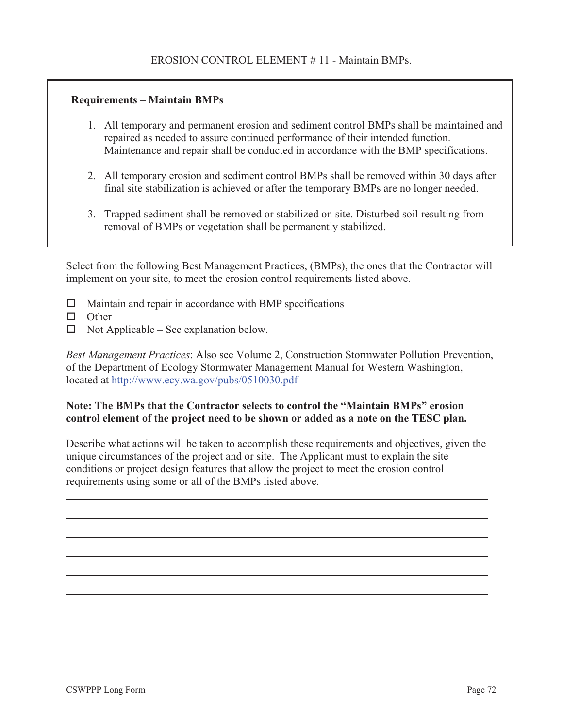EROSION CONTROL ELEMENT # 11 - Maintain BMPs.

**Requirements – Maintain BMPs**

1. All temporary and permanent erosion and sediment control BMPs shall be maintained and repaired as needed to assure continued performance of their intended function. Maintenance and repair shall be conducted in accordance with the BMP specifications.

2. All temporary erosion and sediment control BMPs shall be removed within 30 days after final site stabilization is achieved or after the temporary BMPs are no longer needed.

3. Trapped sediment shall be removed or stabilized on site. Disturbed soil resulting from removal of BMPs or vegetation shall be permanently stabilized.

Select from the following Best Management Practices, (BMPs), the ones that the Contractor will implement on your site, to meet the erosion control requirements listed above.

- ☐ Maintain and repair in accordance with BMP specifications
- ☐ Other ______________________________________________________________
- ☐ Not Applicable – See explanation below.

*Best Management Practices*: Also see Volume 2, Construction Stormwater Pollution Prevention, of the Department of Ecology Stormwater Management Manual for Western Washington, located at http://www.ecy.wa.gov/pubs/0510030.pdf

**Note: The BMPs that the Contractor selects to control the "Maintain BMPs" erosion control element of the project need to be shown or added as a note on the TESC plan.**

Describe what actions will be taken to accomplish these requirements and objectives, given the unique circumstances of the project and or site. The Applicant must to explain the site conditions or project design features that allow the project to meet the erosion control requirements using some or all of the BMPs listed above.

______________________________________________________________________

______________________________________________________________________

______________________________________________________________________

______________________________________________________________________

______________________________________________________________________

______________________________________________________________________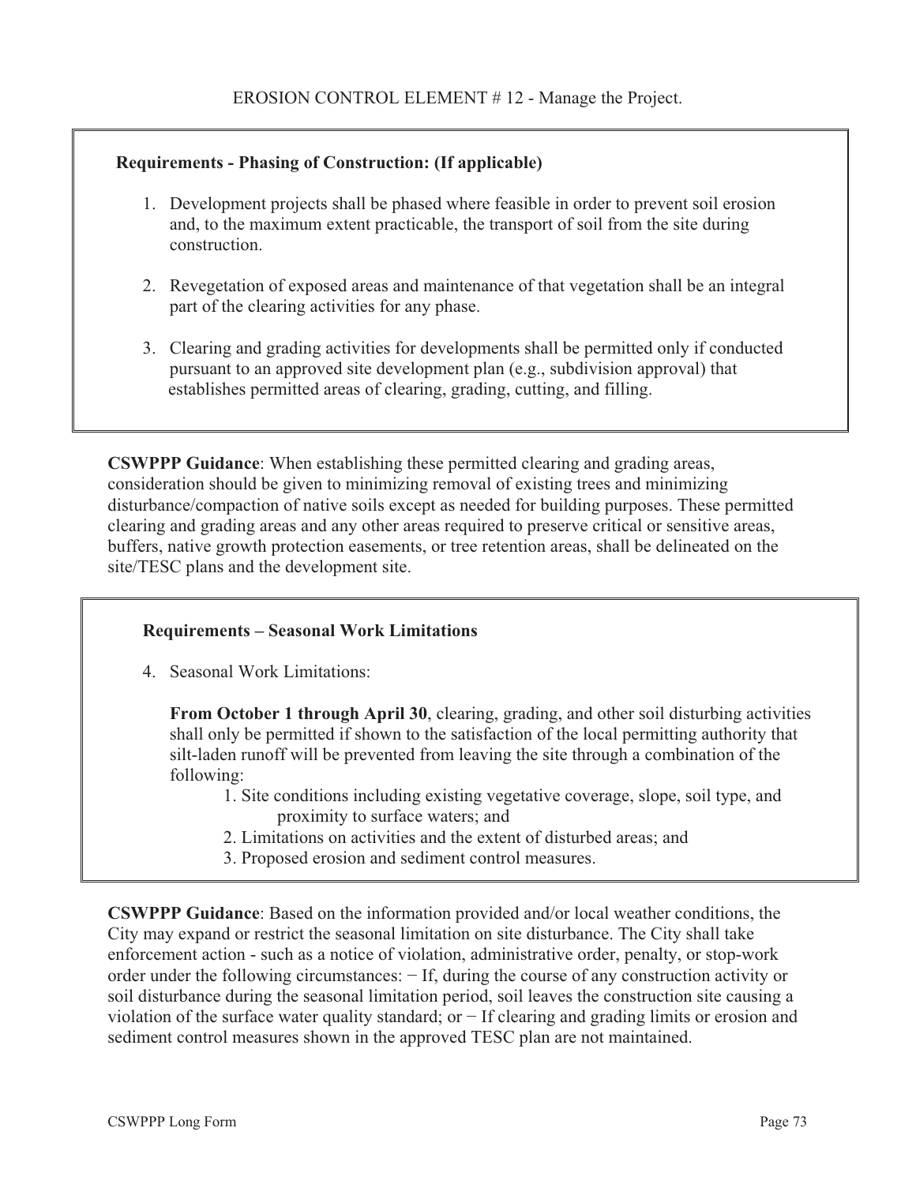EROSION CONTROL ELEMENT # 12 - Manage the Project.

**Requirements - Phasing of Construction: (If applicable)**

1. Development projects shall be phased where feasible in order to prevent soil erosion and, to the maximum extent practicable, the transport of soil from the site during construction.
2. Revegetation of exposed areas and maintenance of that vegetation shall be an integral part of the clearing activities for any phase.
3. Clearing and grading activities for developments shall be permitted only if conducted pursuant to an approved site development plan (e.g., subdivision approval) that establishes permitted areas of clearing, grading, cutting, and filling.

**CSWPPP Guidance**: When establishing these permitted clearing and grading areas, consideration should be given to minimizing removal of existing trees and minimizing disturbance/compaction of native soils except as needed for building purposes. These permitted clearing and grading areas and any other areas required to preserve critical or sensitive areas, buffers, native growth protection easements, or tree retention areas, shall be delineated on the site/TESC plans and the development site.

**Requirements – Seasonal Work Limitations**

4. Seasonal Work Limitations:

   **From October 1 through April 30**, clearing, grading, and other soil disturbing activities shall only be permitted if shown to the satisfaction of the local permitting authority that silt-laden runoff will be prevented from leaving the site through a combination of the following:

   1. Site conditions including existing vegetative coverage, slope, soil type, and proximity to surface waters; and
   2. Limitations on activities and the extent of disturbed areas; and
   3. Proposed erosion and sediment control measures.

**CSWPPP Guidance**: Based on the information provided and/or local weather conditions, the City may expand or restrict the seasonal limitation on site disturbance. The City shall take enforcement action - such as a notice of violation, administrative order, penalty, or stop-work order under the following circumstances: − If, during the course of any construction activity or soil disturbance during the seasonal limitation period, soil leaves the construction site causing a violation of the surface water quality standard; or − If clearing and grading limits or erosion and sediment control measures shown in the approved TESC plan are not maintained.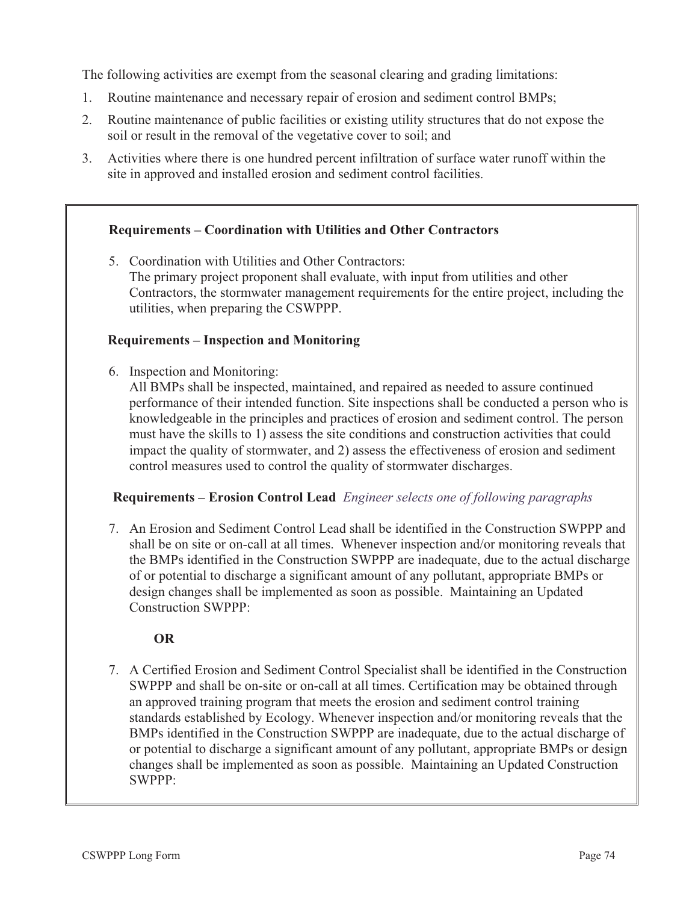The following activities are exempt from the seasonal clearing and grading limitations:

1. Routine maintenance and necessary repair of erosion and sediment control BMPs;
2. Routine maintenance of public facilities or existing utility structures that do not expose the soil or result in the removal of the vegetative cover to soil; and
3. Activities where there is one hundred percent infiltration of surface water runoff within the site in approved and installed erosion and sediment control facilities.

**Requirements – Coordination with Utilities and Other Contractors**

5. Coordination with Utilities and Other Contractors:
The primary project proponent shall evaluate, with input from utilities and other Contractors, the stormwater management requirements for the entire project, including the utilities, when preparing the CSWPPP.

**Requirements – Inspection and Monitoring**

6. Inspection and Monitoring:
All BMPs shall be inspected, maintained, and repaired as needed to assure continued performance of their intended function. Site inspections shall be conducted a person who is knowledgeable in the principles and practices of erosion and sediment control. The person must have the skills to 1) assess the site conditions and construction activities that could impact the quality of stormwater, and 2) assess the effectiveness of erosion and sediment control measures used to control the quality of stormwater discharges.

**Requirements – Erosion Control Lead** *Engineer selects one of following paragraphs*

7. An Erosion and Sediment Control Lead shall be identified in the Construction SWPPP and shall be on site or on-call at all times. Whenever inspection and/or monitoring reveals that the BMPs identified in the Construction SWPPP are inadequate, due to the actual discharge of or potential to discharge a significant amount of any pollutant, appropriate BMPs or design changes shall be implemented as soon as possible. Maintaining an Updated Construction SWPPP:

**OR**

7. A Certified Erosion and Sediment Control Specialist shall be identified in the Construction SWPPP and shall be on-site or on-call at all times. Certification may be obtained through an approved training program that meets the erosion and sediment control training standards established by Ecology. Whenever inspection and/or monitoring reveals that the BMPs identified in the Construction SWPPP are inadequate, due to the actual discharge of or potential to discharge a significant amount of any pollutant, appropriate BMPs or design changes shall be implemented as soon as possible. Maintaining an Updated Construction SWPPP: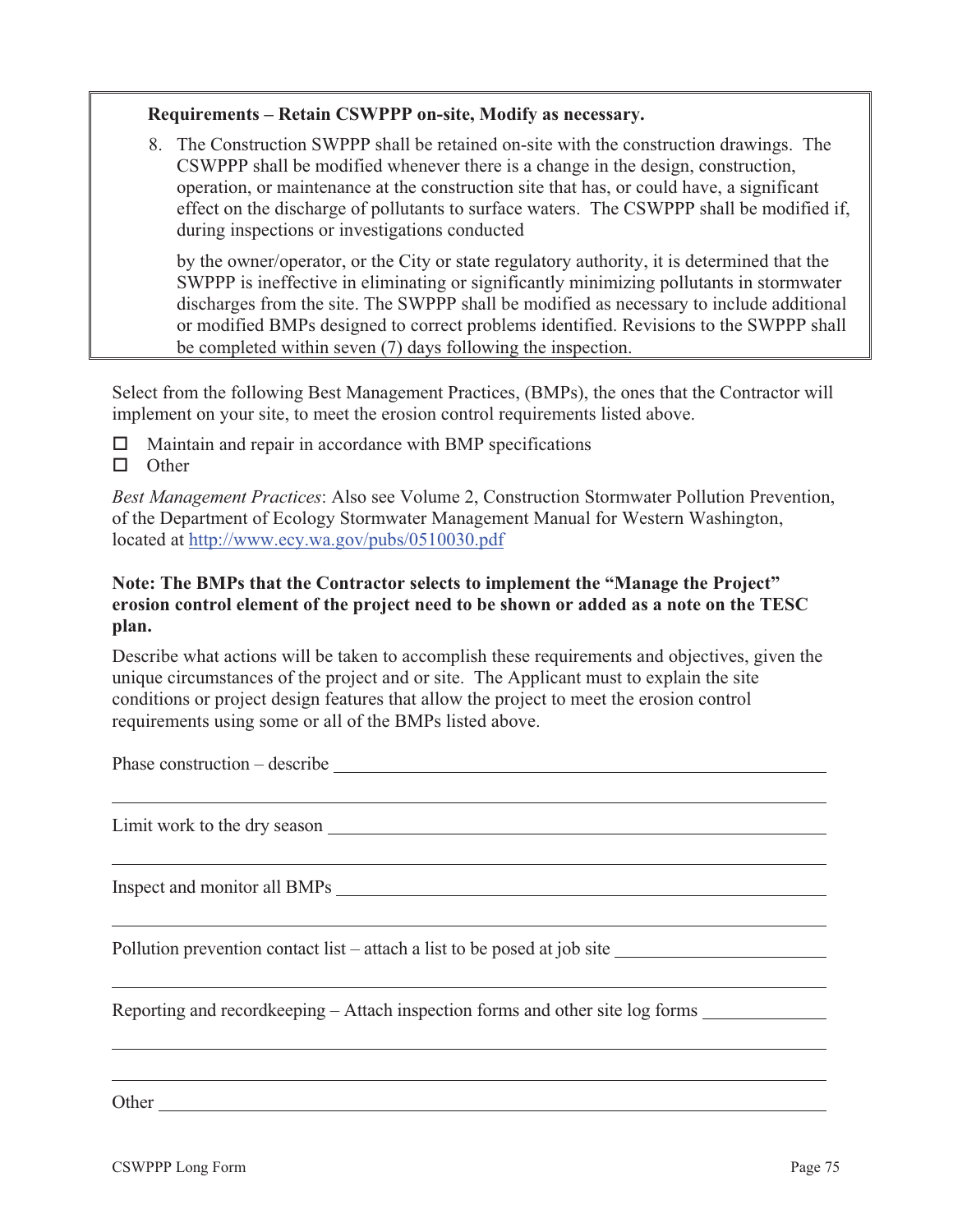**Requirements – Retain CSWPPP on-site, Modify as necessary.**

8. The Construction SWPPP shall be retained on-site with the construction drawings. The CSWPPP shall be modified whenever there is a change in the design, construction, operation, or maintenance at the construction site that has, or could have, a significant effect on the discharge of pollutants to surface waters. The CSWPPP shall be modified if, during inspections or investigations conducted

   by the owner/operator, or the City or state regulatory authority, it is determined that the SWPPP is ineffective in eliminating or significantly minimizing pollutants in stormwater discharges from the site. The SWPPP shall be modified as necessary to include additional or modified BMPs designed to correct problems identified. Revisions to the SWPPP shall be completed within seven (7) days following the inspection.

Select from the following Best Management Practices, (BMPs), the ones that the Contractor will implement on your site, to meet the erosion control requirements listed above.

- ☐ Maintain and repair in accordance with BMP specifications
- ☐ Other

*Best Management Practices*: Also see Volume 2, Construction Stormwater Pollution Prevention, of the Department of Ecology Stormwater Management Manual for Western Washington, located at http://www.ecy.wa.gov/pubs/0510030.pdf

**Note: The BMPs that the Contractor selects to implement the "Manage the Project" erosion control element of the project need to be shown or added as a note on the TESC plan.**

Describe what actions will be taken to accomplish these requirements and objectives, given the unique circumstances of the project and or site. The Applicant must to explain the site conditions or project design features that allow the project to meet the erosion control requirements using some or all of the BMPs listed above.

Phase construction – describe ______________________________

______________________________

Limit work to the dry season ______________________________

______________________________

Inspect and monitor all BMPs ______________________________

______________________________

Pollution prevention contact list – attach a list to be posed at job site ______________________________

______________________________

Reporting and recordkeeping – Attach inspection forms and other site log forms ______________________________

______________________________

______________________________

Other ______________________________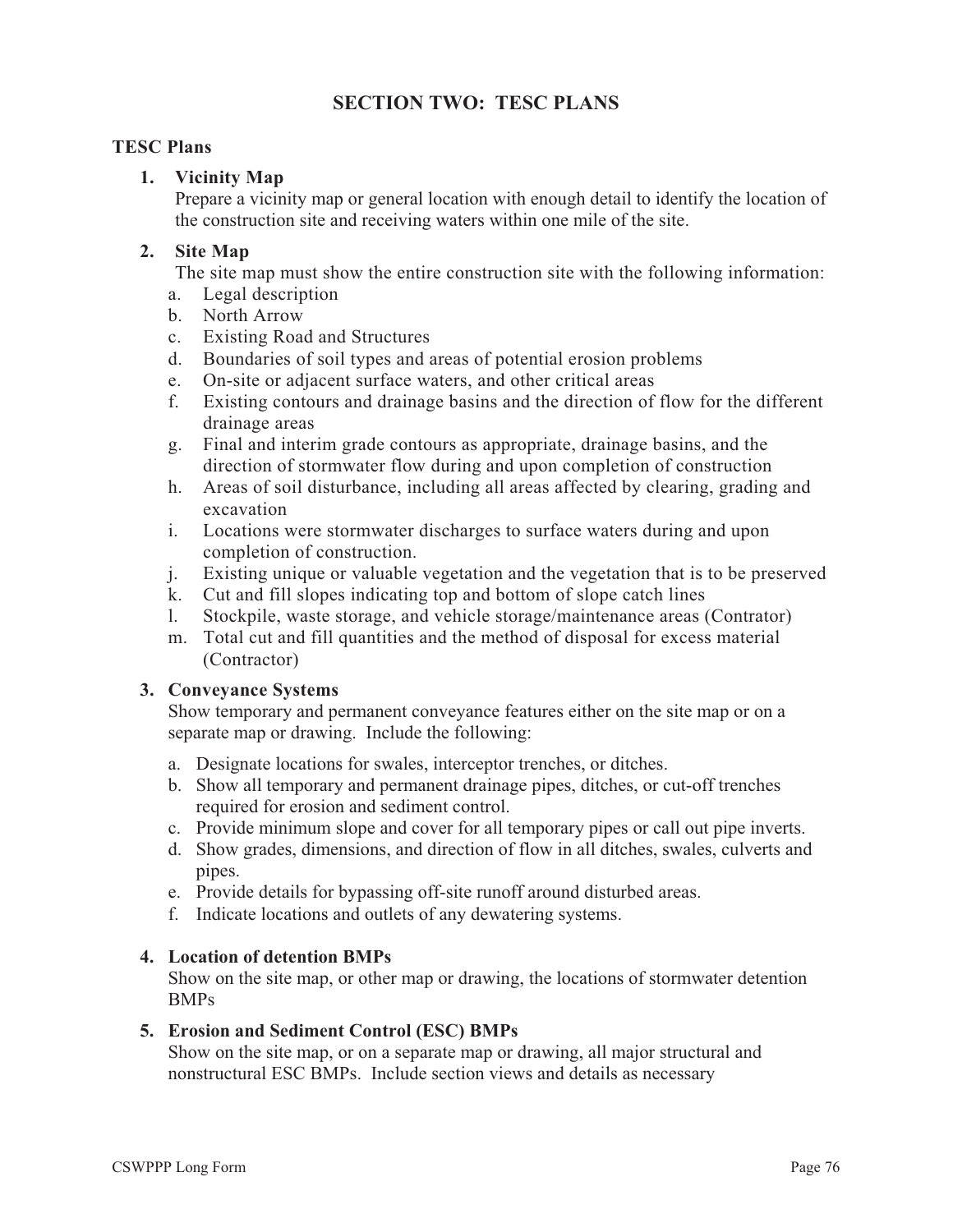# SECTION TWO: TESC PLANS

## TESC Plans

1. **Vicinity Map**
   Prepare a vicinity map or general location with enough detail to identify the location of the construction site and receiving waters within one mile of the site.

2. **Site Map**
   The site map must show the entire construction site with the following information:
   a. Legal description
   b. North Arrow
   c. Existing Road and Structures
   d. Boundaries of soil types and areas of potential erosion problems
   e. On-site or adjacent surface waters, and other critical areas
   f. Existing contours and drainage basins and the direction of flow for the different drainage areas
   g. Final and interim grade contours as appropriate, drainage basins, and the direction of stormwater flow during and upon completion of construction
   h. Areas of soil disturbance, including all areas affected by clearing, grading and excavation
   i. Locations were stormwater discharges to surface waters during and upon completion of construction.
   j. Existing unique or valuable vegetation and the vegetation that is to be preserved
   k. Cut and fill slopes indicating top and bottom of slope catch lines
   l. Stockpile, waste storage, and vehicle storage/maintenance areas (Contrator)
   m. Total cut and fill quantities and the method of disposal for excess material (Contractor)

3. **Conveyance Systems**
   Show temporary and permanent conveyance features either on the site map or on a separate map or drawing. Include the following:

   a. Designate locations for swales, interceptor trenches, or ditches.
   b. Show all temporary and permanent drainage pipes, ditches, or cut-off trenches required for erosion and sediment control.
   c. Provide minimum slope and cover for all temporary pipes or call out pipe inverts.
   d. Show grades, dimensions, and direction of flow in all ditches, swales, culverts and pipes.
   e. Provide details for bypassing off-site runoff around disturbed areas.
   f. Indicate locations and outlets of any dewatering systems.

4. **Location of detention BMPs**
   Show on the site map, or other map or drawing, the locations of stormwater detention BMPs

5. **Erosion and Sediment Control (ESC) BMPs**
   Show on the site map, or on a separate map or drawing, all major structural and nonstructural ESC BMPs. Include section views and details as necessary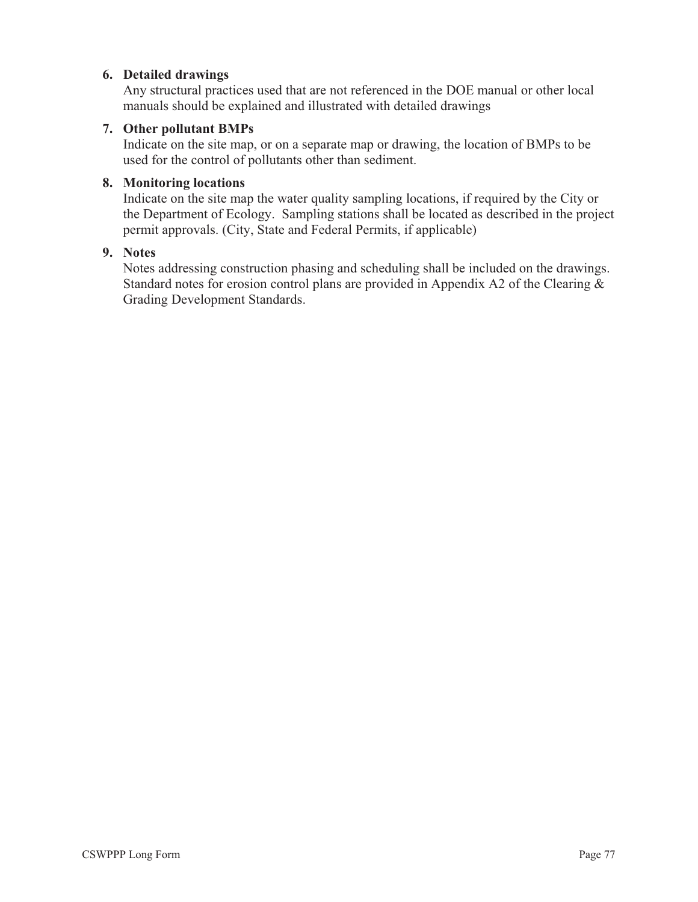6. **Detailed drawings**
   Any structural practices used that are not referenced in the DOE manual or other local manuals should be explained and illustrated with detailed drawings

7. **Other pollutant BMPs**
   Indicate on the site map, or on a separate map or drawing, the location of BMPs to be used for the control of pollutants other than sediment.

8. **Monitoring locations**
   Indicate on the site map the water quality sampling locations, if required by the City or the Department of Ecology. Sampling stations shall be located as described in the project permit approvals. (City, State and Federal Permits, if applicable)

9. **Notes**
   Notes addressing construction phasing and scheduling shall be included on the drawings. Standard notes for erosion control plans are provided in Appendix A2 of the Clearing & Grading Development Standards.